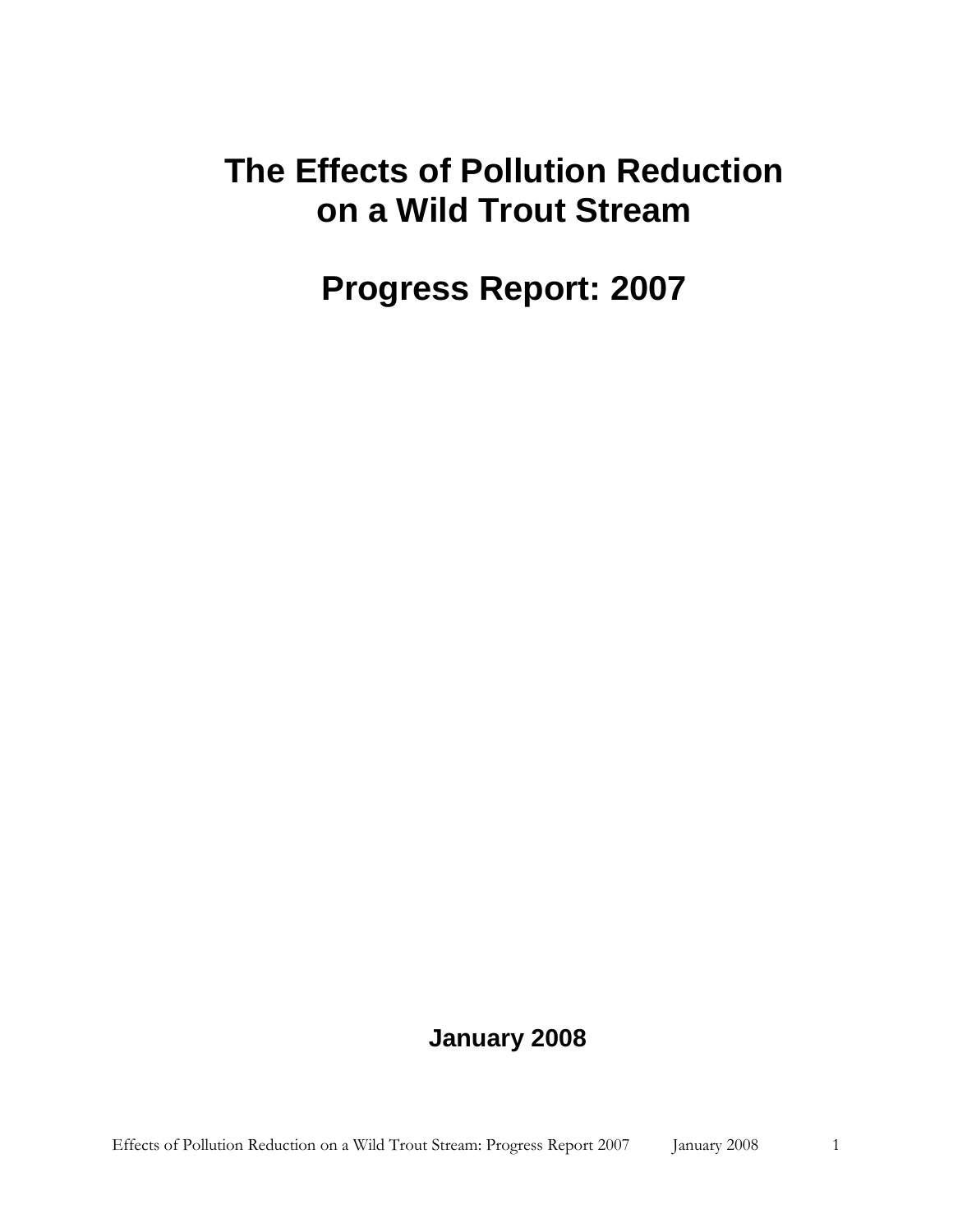# The Effects of Pollution Reduction on a Wild Trout Stream

# Progress Report: 2007

**January 2008**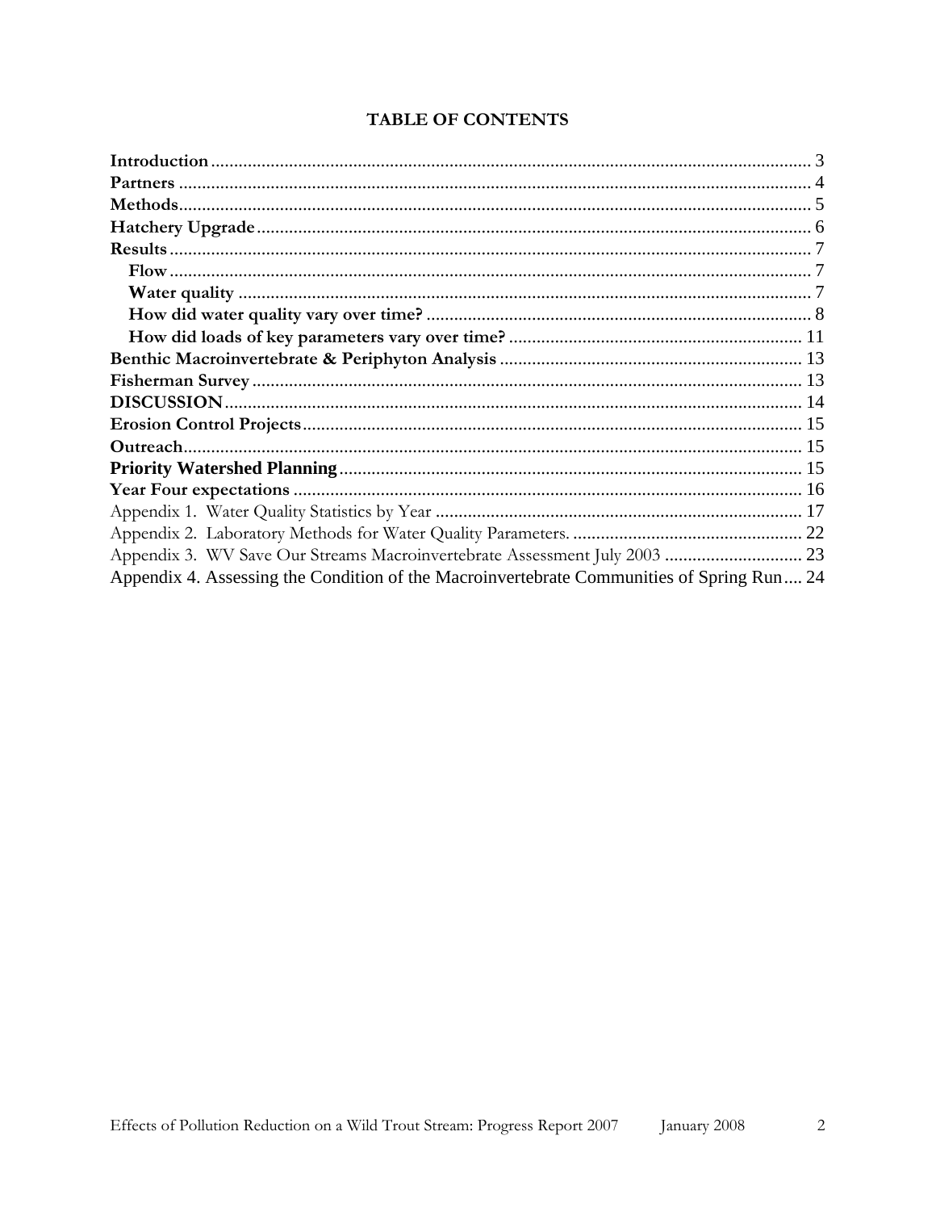**TABLE OF CONTENTS**

**Introduction** .................................................................................................................. 3
**Partners** ........................................................................................................................ 4
**Methods** ........................................................................................................................ 5
**Hatchery Upgrade** ........................................................................................................ 6
**Results** .......................................................................................................................... 7
  **Flow** ........................................................................................................................... 7
  **Water quality** ............................................................................................................ 7
  **How did water quality vary over time?** ................................................................... 8
  **How did loads of key parameters vary over time?** ............................................... 11
**Benthic Macroinvertebrate & Periphyton Analysis** ................................................. 13
**Fisherman Survey** ....................................................................................................... 13
**DISCUSSION** ............................................................................................................... 14
**Erosion Control Projects** ............................................................................................ 15
**Outreach** ...................................................................................................................... 15
**Priority Watershed Planning** ...................................................................................... 15
**Year Four expectations** .............................................................................................. 16
Appendix 1. Water Quality Statistics by Year ................................................................. 17
Appendix 2. Laboratory Methods for Water Quality Parameters. .................................. 22
Appendix 3. WV Save Our Streams Macroinvertebrate Assessment July 2003 .............. 23
Appendix 4. Assessing the Condition of the Macroinvertebrate Communities of Spring Run .... 24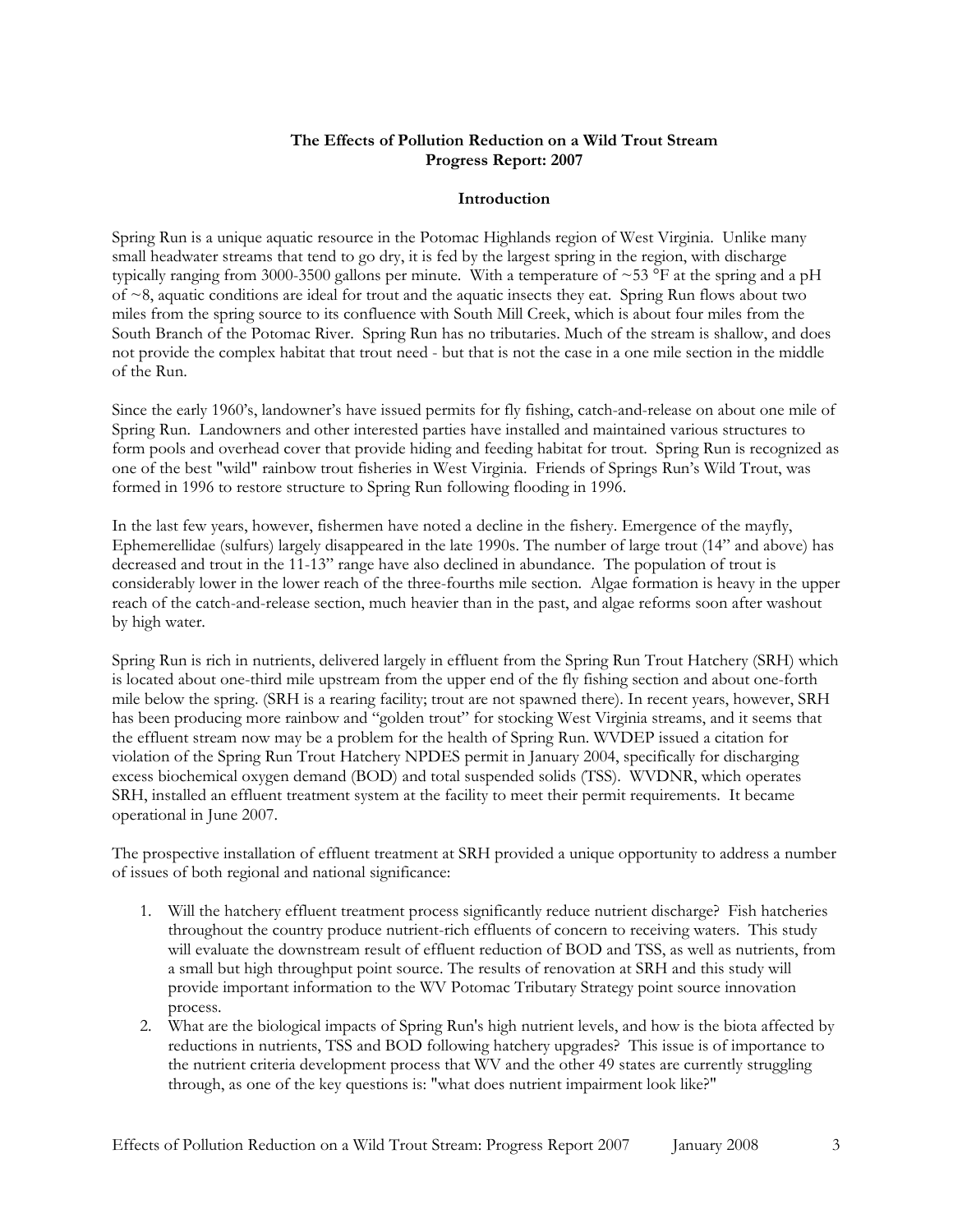**The Effects of Pollution Reduction on a Wild Trout Stream**
**Progress Report: 2007**

## Introduction

Spring Run is a unique aquatic resource in the Potomac Highlands region of West Virginia. Unlike many small headwater streams that tend to go dry, it is fed by the largest spring in the region, with discharge typically ranging from 3000-3500 gallons per minute. With a temperature of ~53 °F at the spring and a pH of ~8, aquatic conditions are ideal for trout and the aquatic insects they eat. Spring Run flows about two miles from the spring source to its confluence with South Mill Creek, which is about four miles from the South Branch of the Potomac River. Spring Run has no tributaries. Much of the stream is shallow, and does not provide the complex habitat that trout need - but that is not the case in a one mile section in the middle of the Run.

Since the early 1960's, landowner's have issued permits for fly fishing, catch-and-release on about one mile of Spring Run. Landowners and other interested parties have installed and maintained various structures to form pools and overhead cover that provide hiding and feeding habitat for trout. Spring Run is recognized as one of the best "wild" rainbow trout fisheries in West Virginia. Friends of Springs Run's Wild Trout, was formed in 1996 to restore structure to Spring Run following flooding in 1996.

In the last few years, however, fishermen have noted a decline in the fishery. Emergence of the mayfly, Ephemerellidae (sulfurs) largely disappeared in the late 1990s. The number of large trout (14" and above) has decreased and trout in the 11-13" range have also declined in abundance. The population of trout is considerably lower in the lower reach of the three-fourths mile section. Algae formation is heavy in the upper reach of the catch-and-release section, much heavier than in the past, and algae reforms soon after washout by high water.

Spring Run is rich in nutrients, delivered largely in effluent from the Spring Run Trout Hatchery (SRH) which is located about one-third mile upstream from the upper end of the fly fishing section and about one-forth mile below the spring. (SRH is a rearing facility; trout are not spawned there). In recent years, however, SRH has been producing more rainbow and "golden trout" for stocking West Virginia streams, and it seems that the effluent stream now may be a problem for the health of Spring Run. WVDEP issued a citation for violation of the Spring Run Trout Hatchery NPDES permit in January 2004, specifically for discharging excess biochemical oxygen demand (BOD) and total suspended solids (TSS). WVDNR, which operates SRH, installed an effluent treatment system at the facility to meet their permit requirements. It became operational in June 2007.

The prospective installation of effluent treatment at SRH provided a unique opportunity to address a number of issues of both regional and national significance:

1. Will the hatchery effluent treatment process significantly reduce nutrient discharge? Fish hatcheries throughout the country produce nutrient-rich effluents of concern to receiving waters. This study will evaluate the downstream result of effluent reduction of BOD and TSS, as well as nutrients, from a small but high throughput point source. The results of renovation at SRH and this study will provide important information to the WV Potomac Tributary Strategy point source innovation process.
2. What are the biological impacts of Spring Run's high nutrient levels, and how is the biota affected by reductions in nutrients, TSS and BOD following hatchery upgrades? This issue is of importance to the nutrient criteria development process that WV and the other 49 states are currently struggling through, as one of the key questions is: "what does nutrient impairment look like?"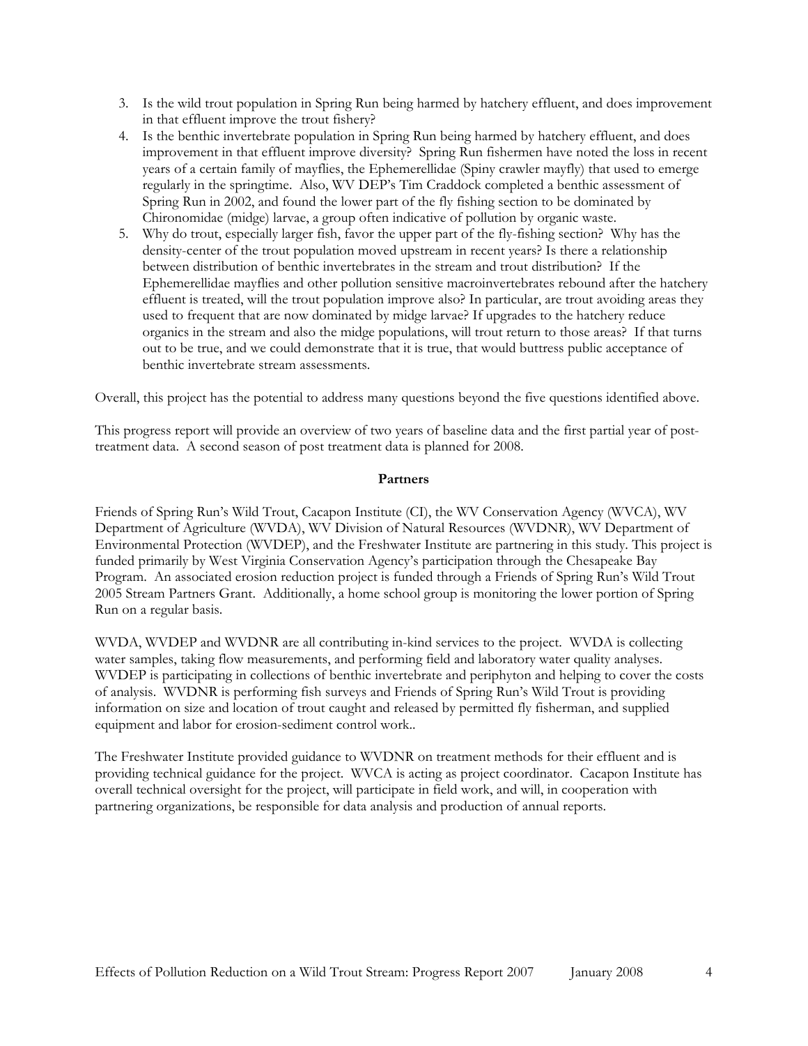3. Is the wild trout population in Spring Run being harmed by hatchery effluent, and does improvement in that effluent improve the trout fishery?
4. Is the benthic invertebrate population in Spring Run being harmed by hatchery effluent, and does improvement in that effluent improve diversity? Spring Run fishermen have noted the loss in recent years of a certain family of mayflies, the Ephemerellidae (Spiny crawler mayfly) that used to emerge regularly in the springtime. Also, WV DEP's Tim Craddock completed a benthic assessment of Spring Run in 2002, and found the lower part of the fly fishing section to be dominated by Chironomidae (midge) larvae, a group often indicative of pollution by organic waste.
5. Why do trout, especially larger fish, favor the upper part of the fly-fishing section? Why has the density-center of the trout population moved upstream in recent years? Is there a relationship between distribution of benthic invertebrates in the stream and trout distribution? If the Ephemerellidae mayflies and other pollution sensitive macroinvertebrates rebound after the hatchery effluent is treated, will the trout population improve also? In particular, are trout avoiding areas they used to frequent that are now dominated by midge larvae? If upgrades to the hatchery reduce organics in the stream and also the midge populations, will trout return to those areas? If that turns out to be true, and we could demonstrate that it is true, that would buttress public acceptance of benthic invertebrate stream assessments.

Overall, this project has the potential to address many questions beyond the five questions identified above.

This progress report will provide an overview of two years of baseline data and the first partial year of post-treatment data. A second season of post treatment data is planned for 2008.

**Partners**

Friends of Spring Run's Wild Trout, Cacapon Institute (CI), the WV Conservation Agency (WVCA), WV Department of Agriculture (WVDA), WV Division of Natural Resources (WVDNR), WV Department of Environmental Protection (WVDEP), and the Freshwater Institute are partnering in this study. This project is funded primarily by West Virginia Conservation Agency's participation through the Chesapeake Bay Program. An associated erosion reduction project is funded through a Friends of Spring Run's Wild Trout 2005 Stream Partners Grant. Additionally, a home school group is monitoring the lower portion of Spring Run on a regular basis.

WVDA, WVDEP and WVDNR are all contributing in-kind services to the project. WVDA is collecting water samples, taking flow measurements, and performing field and laboratory water quality analyses. WVDEP is participating in collections of benthic invertebrate and periphyton and helping to cover the costs of analysis. WVDNR is performing fish surveys and Friends of Spring Run's Wild Trout is providing information on size and location of trout caught and released by permitted fly fisherman, and supplied equipment and labor for erosion-sediment control work..

The Freshwater Institute provided guidance to WVDNR on treatment methods for their effluent and is providing technical guidance for the project. WVCA is acting as project coordinator. Cacapon Institute has overall technical oversight for the project, will participate in field work, and will, in cooperation with partnering organizations, be responsible for data analysis and production of annual reports.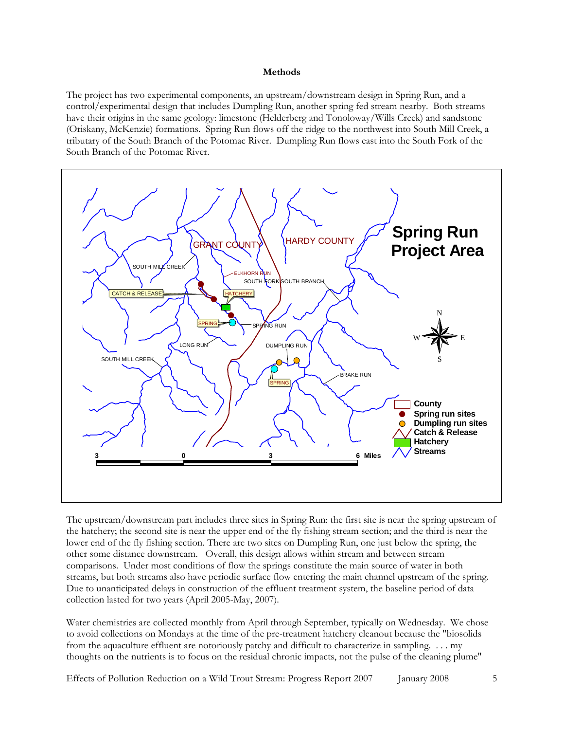**Methods**

The project has two experimental components, an upstream/downstream design in Spring Run, and a control/experimental design that includes Dumpling Run, another spring fed stream nearby. Both streams have their origins in the same geology: limestone (Helderberg and Tonoloway/Wills Creek) and sandstone (Oriskany, McKenzie) formations. Spring Run flows off the ridge to the northwest into South Mill Creek, a tributary of the South Branch of the Potomac River. Dumpling Run flows east into the South Fork of the South Branch of the Potomac River.

The upstream/downstream part includes three sites in Spring Run: the first site is near the spring upstream of the hatchery; the second site is near the upper end of the fly fishing stream section; and the third is near the lower end of the fly fishing section. There are two sites on Dumpling Run, one just below the spring, the other some distance downstream. Overall, this design allows within stream and between stream comparisons. Under most conditions of flow the springs constitute the main source of water in both streams, but both streams also have periodic surface flow entering the main channel upstream of the spring. Due to unanticipated delays in construction of the effluent treatment system, the baseline period of data collection lasted for two years (April 2005-May, 2007).

Water chemistries are collected monthly from April through September, typically on Wednesday. We chose to avoid collections on Mondays at the time of the pre-treatment hatchery cleanout because the "biosolids from the aquaculture effluent are notoriously patchy and difficult to characterize in sampling. . . . my thoughts on the nutrients is to focus on the residual chronic impacts, not the pulse of the cleaning plume"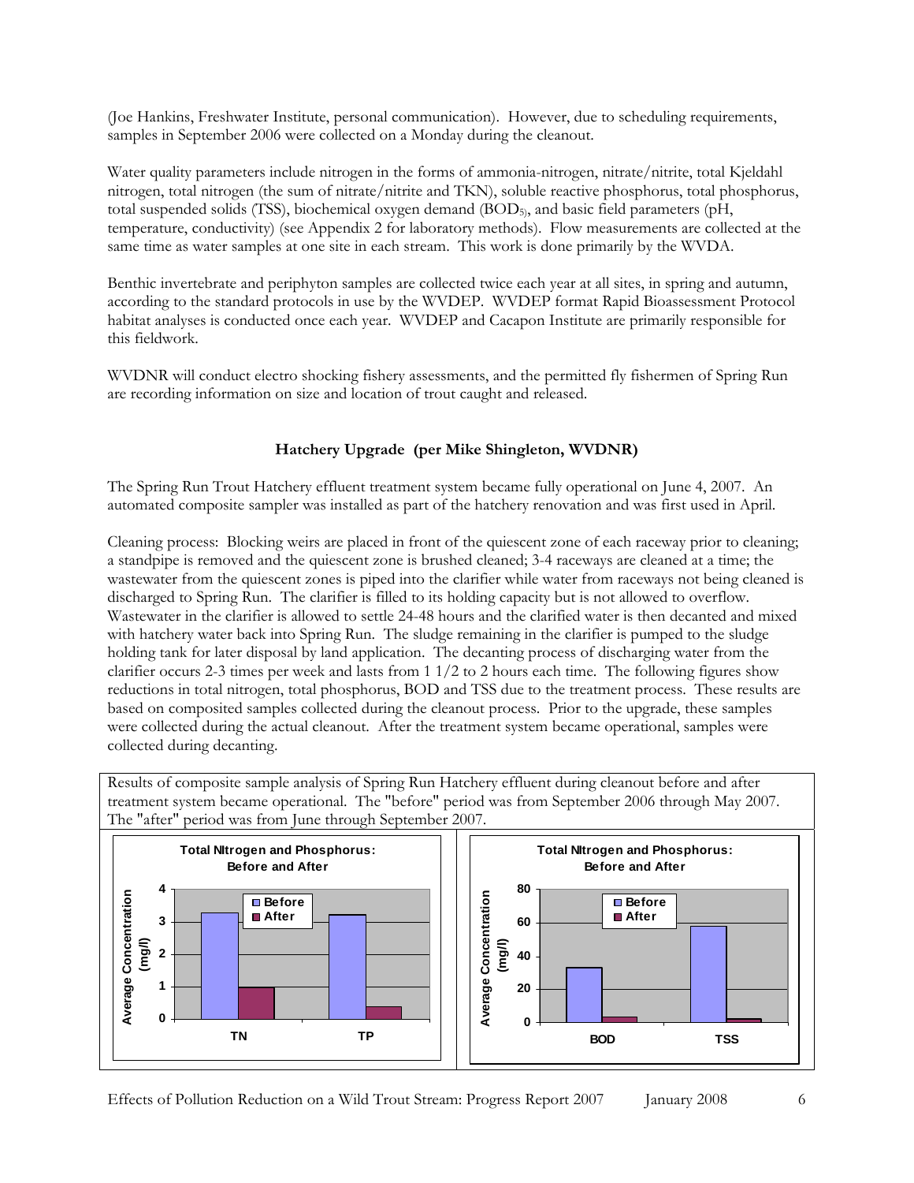(Joe Hankins, Freshwater Institute, personal communication). However, due to scheduling requirements, samples in September 2006 were collected on a Monday during the cleanout.

Water quality parameters include nitrogen in the forms of ammonia-nitrogen, nitrate/nitrite, total Kjeldahl nitrogen, total nitrogen (the sum of nitrate/nitrite and TKN), soluble reactive phosphorus, total phosphorus, total suspended solids (TSS), biochemical oxygen demand ($BOD_5$), and basic field parameters (pH, temperature, conductivity) (see Appendix 2 for laboratory methods). Flow measurements are collected at the same time as water samples at one site in each stream. This work is done primarily by the WVDA.

Benthic invertebrate and periphyton samples are collected twice each year at all sites, in spring and autumn, according to the standard protocols in use by the WVDEP. WVDEP format Rapid Bioassessment Protocol habitat analyses is conducted once each year. WVDEP and Cacapon Institute are primarily responsible for this fieldwork.

WVDNR will conduct electro shocking fishery assessments, and the permitted fly fishermen of Spring Run are recording information on size and location of trout caught and released.

## Hatchery Upgrade (per Mike Shingleton, WVDNR)

The Spring Run Trout Hatchery effluent treatment system became fully operational on June 4, 2007. An automated composite sampler was installed as part of the hatchery renovation and was first used in April.

Cleaning process: Blocking weirs are placed in front of the quiescent zone of each raceway prior to cleaning; a standpipe is removed and the quiescent zone is brushed cleaned; 3-4 raceways are cleaned at a time; the wastewater from the quiescent zones is piped into the clarifier while water from raceways not being cleaned is discharged to Spring Run. The clarifier is filled to its holding capacity but is not allowed to overflow. Wastewater in the clarifier is allowed to settle 24-48 hours and the clarified water is then decanted and mixed with hatchery water back into Spring Run. The sludge remaining in the clarifier is pumped to the sludge holding tank for later disposal by land application. The decanting process of discharging water from the clarifier occurs 2-3 times per week and lasts from 1 1/2 to 2 hours each time. The following figures show reductions in total nitrogen, total phosphorus, BOD and TSS due to the treatment process. These results are based on composited samples collected during the cleanout process. Prior to the upgrade, these samples were collected during the actual cleanout. After the treatment system became operational, samples were collected during decanting.

Results of composite sample analysis of Spring Run Hatchery effluent during cleanout before and after treatment system became operational. The "before" period was from September 2006 through May 2007. The "after" period was from June through September 2007.

**Total NItrogen and Phosphorus: Before and After**

**Total NItrogen and Phosphorus: Before and After**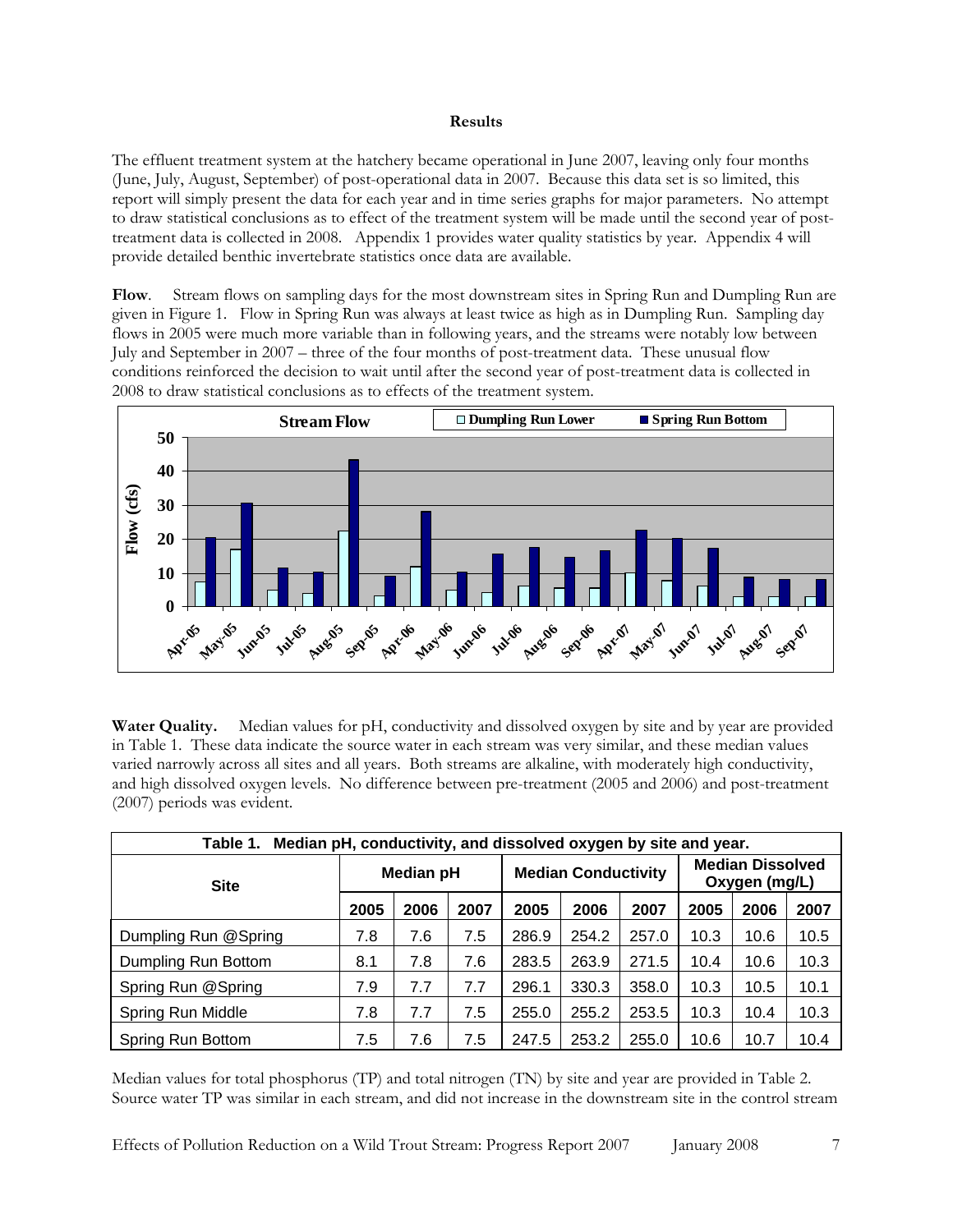**Results**

The effluent treatment system at the hatchery became operational in June 2007, leaving only four months (June, July, August, September) of post-operational data in 2007. Because this data set is so limited, this report will simply present the data for each year and in time series graphs for major parameters. No attempt to draw statistical conclusions as to effect of the treatment system will be made until the second year of post-treatment data is collected in 2008. Appendix 1 provides water quality statistics by year. Appendix 4 will provide detailed benthic invertebrate statistics once data are available.

**Flow**. Stream flows on sampling days for the most downstream sites in Spring Run and Dumpling Run are given in Figure 1. Flow in Spring Run was always at least twice as high as in Dumpling Run. Sampling day flows in 2005 were much more variable than in following years, and the streams were notably low between July and September in 2007 – three of the four months of post-treatment data. These unusual flow conditions reinforced the decision to wait until after the second year of post-treatment data is collected in 2008 to draw statistical conclusions as to effects of the treatment system.

**Water Quality.** Median values for pH, conductivity and dissolved oxygen by site and by year are provided in Table 1. These data indicate the source water in each stream was very similar, and these median values varied narrowly across all sites and all years. Both streams are alkaline, with moderately high conductivity, and high dissolved oxygen levels. No difference between pre-treatment (2005 and 2006) and post-treatment (2007) periods was evident.

**Table 1. Median pH, conductivity, and dissolved oxygen by site and year.**

| Site | Median pH | | | Median Conductivity | | | Median Dissolved Oxygen (mg/L) | | |
|---|---|---|---|---|---|---|---|---|---|
| | 2005 | 2006 | 2007 | 2005 | 2006 | 2007 | 2005 | 2006 | 2007 |
| Dumpling Run @Spring | 7.8 | 7.6 | 7.5 | 286.9 | 254.2 | 257.0 | 10.3 | 10.6 | 10.5 |
| Dumpling Run Bottom | 8.1 | 7.8 | 7.6 | 283.5 | 263.9 | 271.5 | 10.4 | 10.6 | 10.3 |
| Spring Run @Spring | 7.9 | 7.7 | 7.7 | 296.1 | 330.3 | 358.0 | 10.3 | 10.5 | 10.1 |
| Spring Run Middle | 7.8 | 7.7 | 7.5 | 255.0 | 255.2 | 253.5 | 10.3 | 10.4 | 10.3 |
| Spring Run Bottom | 7.5 | 7.6 | 7.5 | 247.5 | 253.2 | 255.0 | 10.6 | 10.7 | 10.4 |

Median values for total phosphorus (TP) and total nitrogen (TN) by site and year are provided in Table 2. Source water TP was similar in each stream, and did not increase in the downstream site in the control stream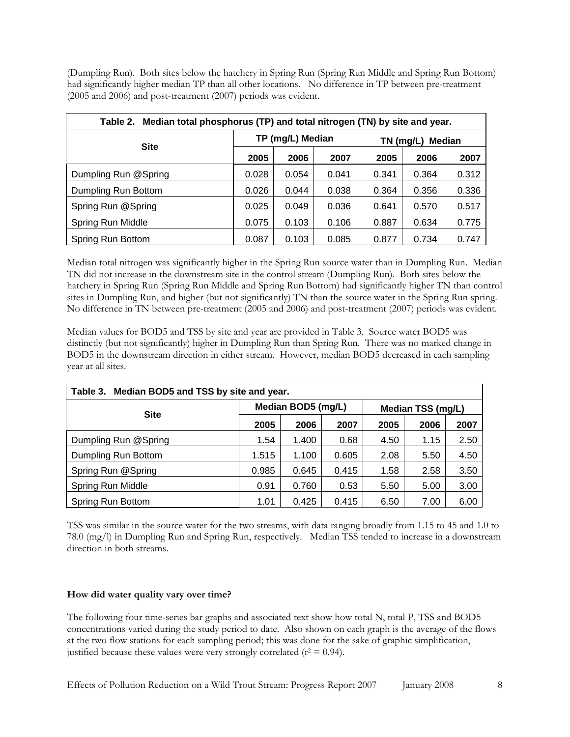(Dumpling Run). Both sites below the hatchery in Spring Run (Spring Run Middle and Spring Run Bottom) had significantly higher median TP than all other locations. No difference in TP between pre-treatment (2005 and 2006) and post-treatment (2007) periods was evident.

**Table 2. Median total phosphorus (TP) and total nitrogen (TN) by site and year.**

| Site | TP (mg/L) Median | | | TN (mg/L) Median | | |
|---|---|---|---|---|---|---|
| | 2005 | 2006 | 2007 | 2005 | 2006 | 2007 |
| Dumpling Run @Spring | 0.028 | 0.054 | 0.041 | 0.341 | 0.364 | 0.312 |
| Dumpling Run Bottom | 0.026 | 0.044 | 0.038 | 0.364 | 0.356 | 0.336 |
| Spring Run @Spring | 0.025 | 0.049 | 0.036 | 0.641 | 0.570 | 0.517 |
| Spring Run Middle | 0.075 | 0.103 | 0.106 | 0.887 | 0.634 | 0.775 |
| Spring Run Bottom | 0.087 | 0.103 | 0.085 | 0.877 | 0.734 | 0.747 |

Median total nitrogen was significantly higher in the Spring Run source water than in Dumpling Run. Median TN did not increase in the downstream site in the control stream (Dumpling Run). Both sites below the hatchery in Spring Run (Spring Run Middle and Spring Run Bottom) had significantly higher TN than control sites in Dumpling Run, and higher (but not significantly) TN than the source water in the Spring Run spring. No difference in TN between pre-treatment (2005 and 2006) and post-treatment (2007) periods was evident.

Median values for BOD5 and TSS by site and year are provided in Table 3. Source water BOD5 was distinctly (but not significantly) higher in Dumpling Run than Spring Run. There was no marked change in BOD5 in the downstream direction in either stream. However, median BOD5 decreased in each sampling year at all sites.

**Table 3. Median BOD5 and TSS by site and year.**

| Site | Median BOD5 (mg/L) | | | Median TSS (mg/L) | | |
|---|---|---|---|---|---|---|
| | 2005 | 2006 | 2007 | 2005 | 2006 | 2007 |
| Dumpling Run @Spring | 1.54 | 1.400 | 0.68 | 4.50 | 1.15 | 2.50 |
| Dumpling Run Bottom | 1.515 | 1.100 | 0.605 | 2.08 | 5.50 | 4.50 |
| Spring Run @Spring | 0.985 | 0.645 | 0.415 | 1.58 | 2.58 | 3.50 |
| Spring Run Middle | 0.91 | 0.760 | 0.53 | 5.50 | 5.00 | 3.00 |
| Spring Run Bottom | 1.01 | 0.425 | 0.415 | 6.50 | 7.00 | 6.00 |

TSS was similar in the source water for the two streams, with data ranging broadly from 1.15 to 45 and 1.0 to 78.0 (mg/l) in Dumpling Run and Spring Run, respectively. Median TSS tended to increase in a downstream direction in both streams.

**How did water quality vary over time?**

The following four time-series bar graphs and associated text show how total N, total P, TSS and BOD5 concentrations varied during the study period to date. Also shown on each graph is the average of the flows at the two flow stations for each sampling period; this was done for the sake of graphic simplification, justified because these values were very strongly correlated ($r^2 = 0.94$).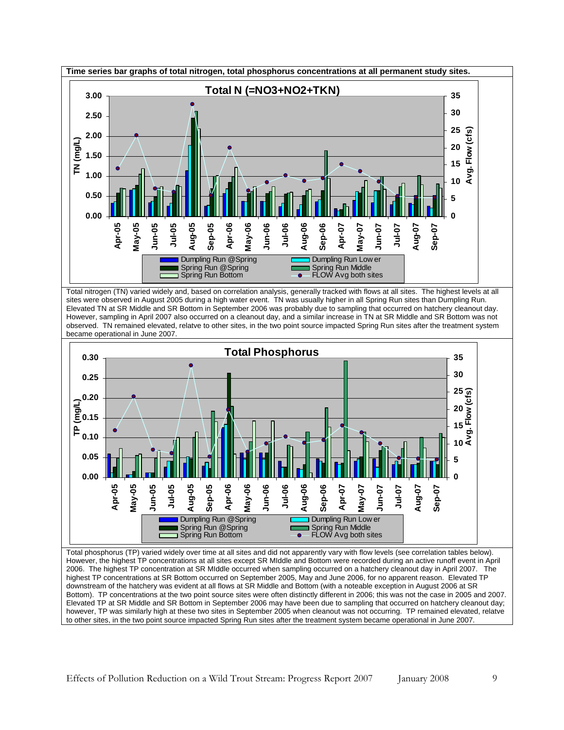**Time series bar graphs of total nitrogen, total phosphorus concentrations at all permanent study sites.**

Total nitrogen (TN) varied widely and, based on correlation analysis, generally tracked with flows at all sites. The highest levels at all sites were observed in August 2005 during a high water event. TN was usually higher in all Spring Run sites than Dumpling Run. Elevated TN at SR Middle and SR Bottom in September 2006 was probably due to sampling that occurred on hatchery cleanout day. However, sampling in April 2007 also occurred on a cleanout day, and a similar increase in TN at SR Middle and SR Bottom was not observed. TN remained elevated, relatve to other sites, in the two point source impacted Spring Run sites after the treatment system became operational in June 2007.

Total phosphorus (TP) varied widely over time at all sites and did not apparently vary with flow levels (see correlation tables below). However, the highest TP concentrations at all sites except SR MIddle and Bottom were recorded during an active runoff event in April 2006. The highest TP concentration at SR MIddle occurred when sampling occurred on a hatchery cleanout day in April 2007. The highest TP concentrations at SR Bottom occurred on September 2005, May and June 2006, for no apparent reason. Elevated TP downstream of the hatchery was evident at all flows at SR Middle and Bottom (with a noteable exception in August 2006 at SR Bottom). TP concentrations at the two point source sites were often distinctly different in 2006; this was not the case in 2005 and 2007. Elevated TP at SR Middle and SR Bottom in September 2006 may have been due to sampling that occurred on hatchery cleanout day; however, TP was similarly high at these two sites in September 2005 when cleanout was not occurring. TP remained elevated, relatve to other sites, in the two point source impacted Spring Run sites after the treatment system became operational in June 2007.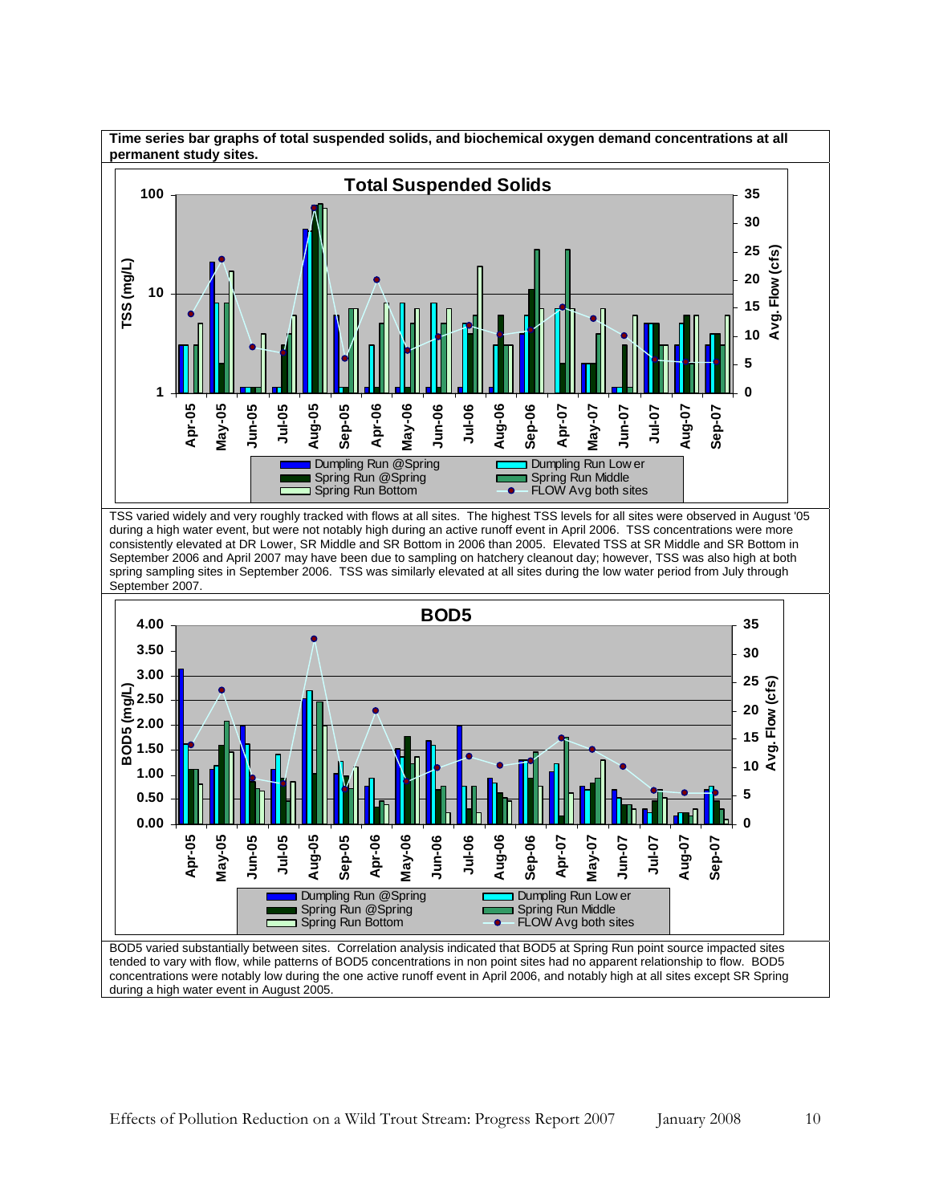**Time series bar graphs of total suspended solids, and biochemical oxygen demand concentrations at all permanent study sites.**

TSS varied widely and very roughly tracked with flows at all sites. The highest TSS levels for all sites were observed in August '05 during a high water event, but were not notably high during an active runoff event in April 2006. TSS concentrations were more consistently elevated at DR Lower, SR Middle and SR Bottom in 2006 than 2005. Elevated TSS at SR Middle and SR Bottom in September 2006 and April 2007 may have been due to sampling on hatchery cleanout day; however, TSS was also high at both spring sampling sites in September 2006. TSS was similarly elevated at all sites during the low water period from July through September 2007.

BOD5 varied substantially between sites. Correlation analysis indicated that BOD5 at Spring Run point source impacted sites tended to vary with flow, while patterns of BOD5 concentrations in non point sites had no apparent relationship to flow. BOD5 concentrations were notably low during the one active runoff event in April 2006, and notably high at all sites except SR Spring during a high water event in August 2005.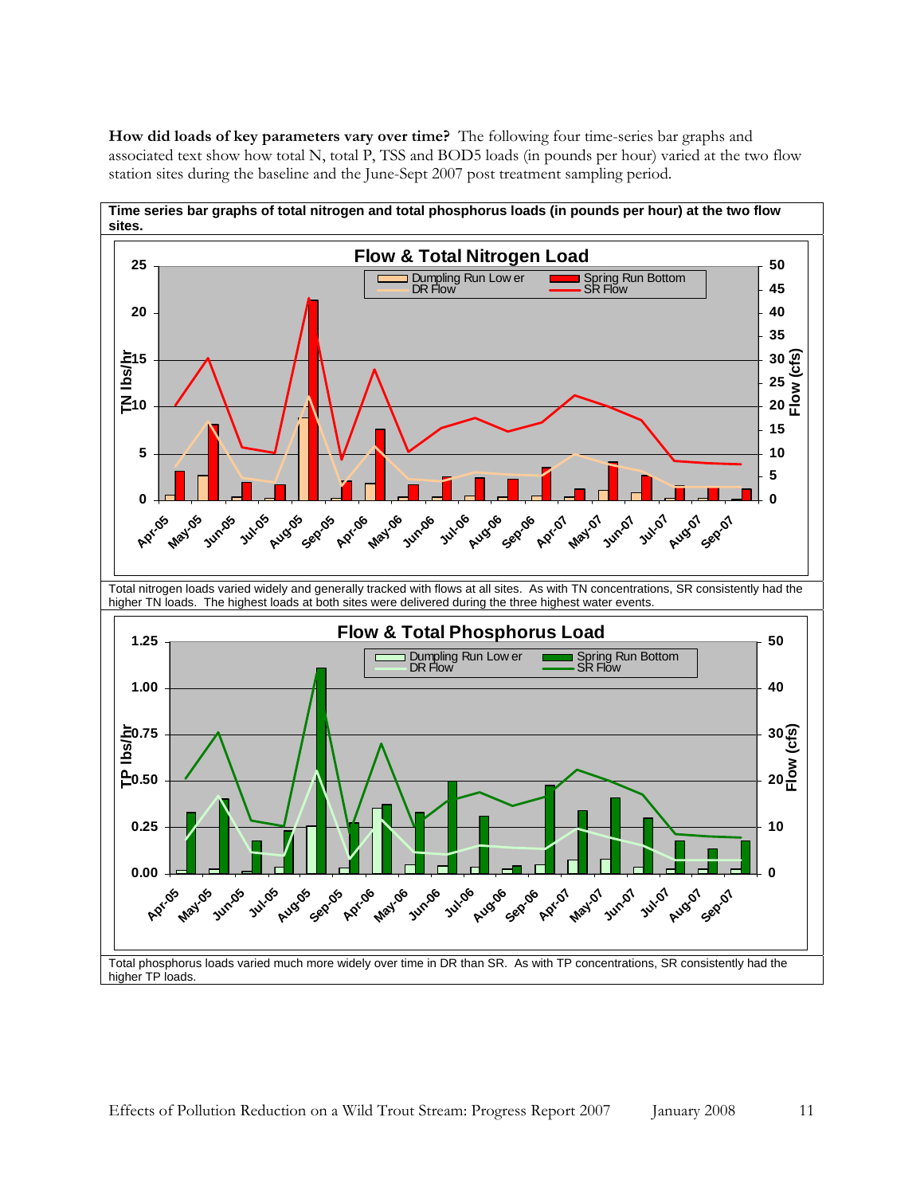**How did loads of key parameters vary over time?** The following four time-series bar graphs and associated text show how total N, total P, TSS and BOD5 loads (in pounds per hour) varied at the two flow station sites during the baseline and the June-Sept 2007 post treatment sampling period.

**Time series bar graphs of total nitrogen and total phosphorus loads (in pounds per hour) at the two flow sites.**

Total nitrogen loads varied widely and generally tracked with flows at all sites. As with TN concentrations, SR consistently had the higher TN loads. The highest loads at both sites were delivered during the three highest water events.

Total phosphorus loads varied much more widely over time in DR than SR. As with TP concentrations, SR consistently had the higher TP loads.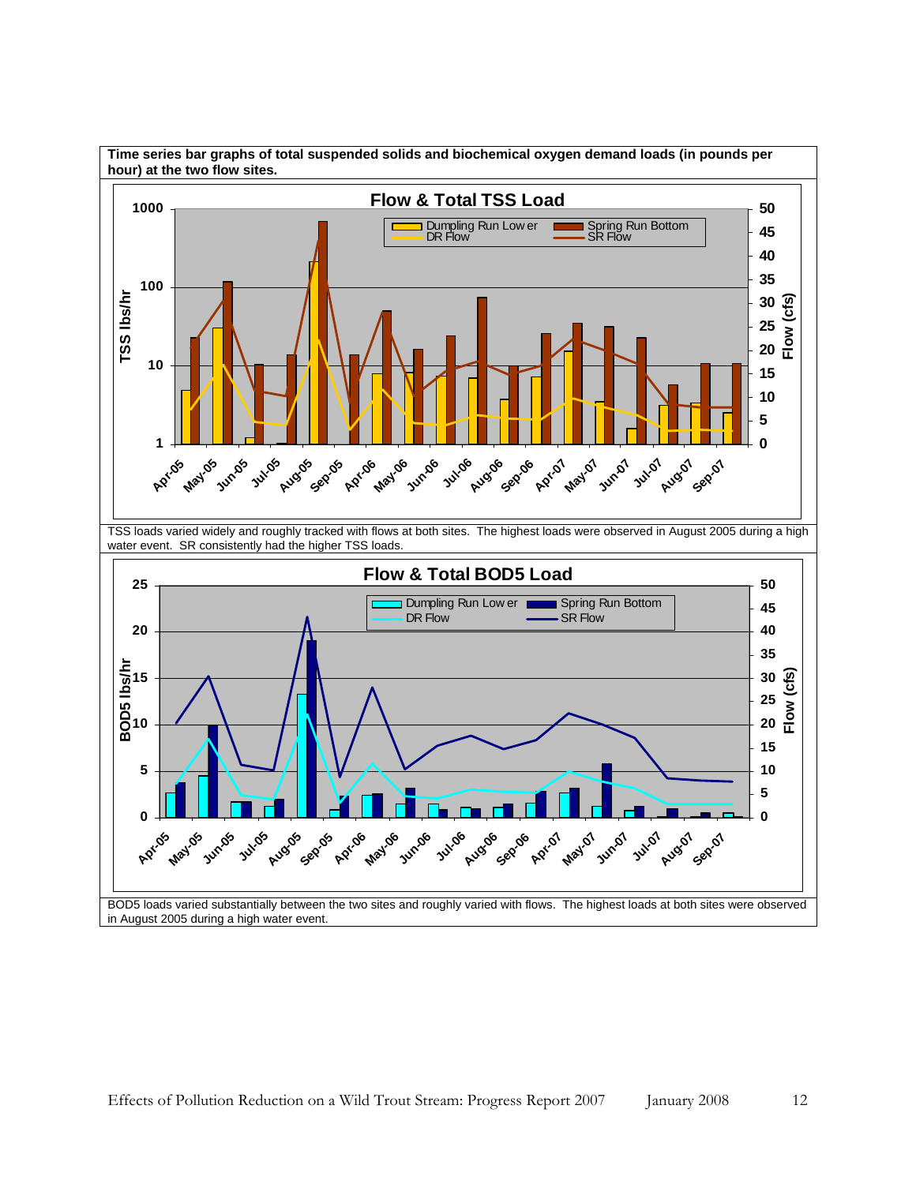**Time series bar graphs of total suspended solids and biochemical oxygen demand loads (in pounds per hour) at the two flow sites.**

TSS loads varied widely and roughly tracked with flows at both sites. The highest loads were observed in August 2005 during a high water event. SR consistently had the higher TSS loads.

BOD5 loads varied substantially between the two sites and roughly varied with flows. The highest loads at both sites were observed in August 2005 during a high water event.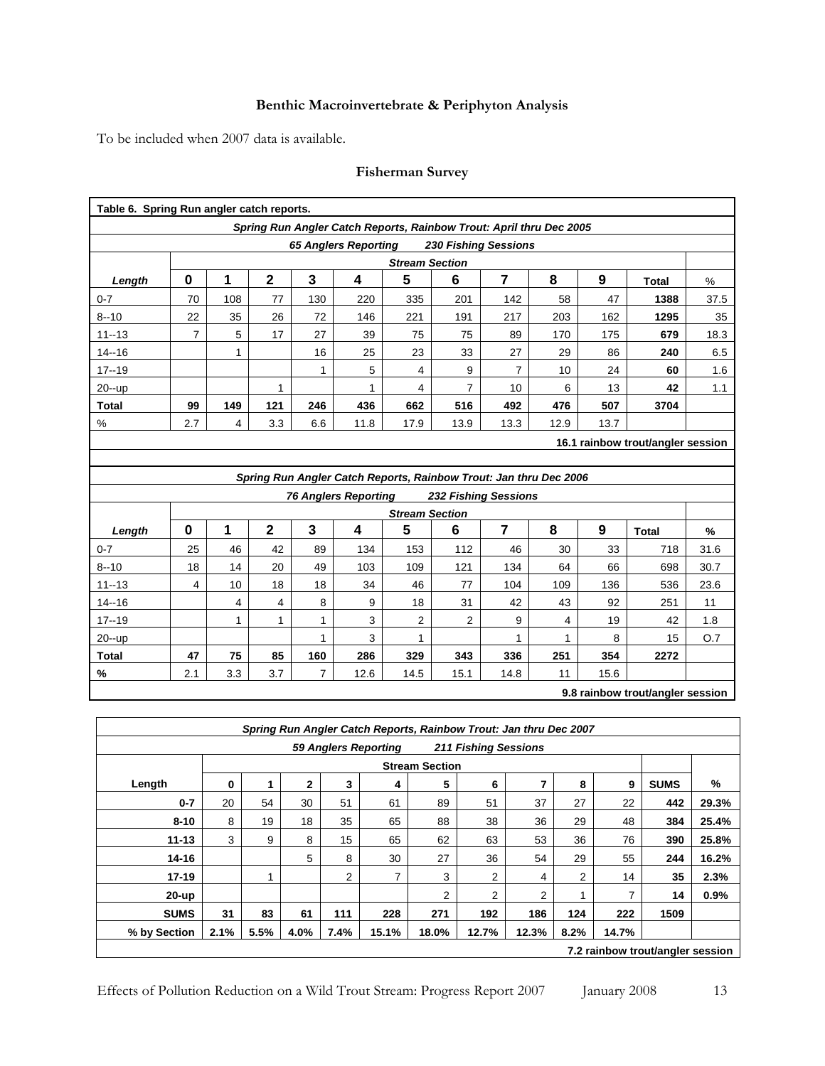### Benthic Macroinvertebrate & Periphyton Analysis

To be included when 2007 data is available.

### Fisherman Survey

**Table 6. Spring Run angler catch reports.**

***Spring Run Angler Catch Reports, Rainbow Trout: April thru Dec 2005***

***65 Anglers Reporting — 230 Fishing Sessions***

| | Stream Section | | | | | | | | | | | |
|---|---|---|---|---|---|---|---|---|---|---|---|---|
| **Length** | **0** | **1** | **2** | **3** | **4** | **5** | **6** | **7** | **8** | **9** | **Total** | % |
| 0-7 | 70 | 108 | 77 | 130 | 220 | 335 | 201 | 142 | 58 | 47 | **1388** | 37.5 |
| 8--10 | 22 | 35 | 26 | 72 | 146 | 221 | 191 | 217 | 203 | 162 | **1295** | 35 |
| 11--13 | 7 | 5 | 17 | 27 | 39 | 75 | 75 | 89 | 170 | 175 | **679** | 18.3 |
| 14--16 | | 1 | | 16 | 25 | 23 | 33 | 27 | 29 | 86 | **240** | 6.5 |
| 17--19 | | | | 1 | 5 | 4 | 9 | 7 | 10 | 24 | **60** | 1.6 |
| 20--up | | | 1 | | 1 | 4 | 7 | 10 | 6 | 13 | **42** | 1.1 |
| **Total** | **99** | **149** | **121** | **246** | **436** | **662** | **516** | **492** | **476** | **507** | **3704** | |
| % | 2.7 | 4 | 3.3 | 6.6 | 11.8 | 17.9 | 13.9 | 13.3 | 12.9 | 13.7 | | |

**16.1 rainbow trout/angler session**

***Spring Run Angler Catch Reports, Rainbow Trout: Jan thru Dec 2006***

***76 Anglers Reporting — 232 Fishing Sessions***

| | Stream Section | | | | | | | | | | | |
|---|---|---|---|---|---|---|---|---|---|---|---|---|
| **Length** | **0** | **1** | **2** | **3** | **4** | **5** | **6** | **7** | **8** | **9** | **Total** | **%** |
| 0-7 | 25 | 46 | 42 | 89 | 134 | 153 | 112 | 46 | 30 | 33 | 718 | 31.6 |
| 8--10 | 18 | 14 | 20 | 49 | 103 | 109 | 121 | 134 | 64 | 66 | 698 | 30.7 |
| 11--13 | 4 | 10 | 18 | 18 | 34 | 46 | 77 | 104 | 109 | 136 | 536 | 23.6 |
| 14--16 | | 4 | 4 | 8 | 9 | 18 | 31 | 42 | 43 | 92 | 251 | 11 |
| 17--19 | | 1 | 1 | 1 | 3 | 2 | 2 | 9 | 4 | 19 | 42 | 1.8 |
| 20--up | | | | 1 | 3 | 1 | | 1 | 1 | 8 | 15 | O.7 |
| **Total** | **47** | **75** | **85** | **160** | **286** | **329** | **343** | **336** | **251** | **354** | **2272** | |
| **%** | 2.1 | 3.3 | 3.7 | 7 | 12.6 | 14.5 | 15.1 | 14.8 | 11 | 15.6 | | |

**9.8 rainbow trout/angler session**

***Spring Run Angler Catch Reports, Rainbow Trout: Jan thru Dec 2007***

***59 Anglers Reporting — 211 Fishing Sessions***

| | Stream Section | | | | | | | | | | | |
|---|---|---|---|---|---|---|---|---|---|---|---|---|
| **Length** | **0** | **1** | **2** | **3** | **4** | **5** | **6** | **7** | **8** | **9** | **SUMS** | **%** |
| **0-7** | 20 | 54 | 30 | 51 | 61 | 89 | 51 | 37 | 27 | 22 | **442** | **29.3%** |
| **8-10** | 8 | 19 | 18 | 35 | 65 | 88 | 38 | 36 | 29 | 48 | **384** | **25.4%** |
| **11-13** | 3 | 9 | 8 | 15 | 65 | 62 | 63 | 53 | 36 | 76 | **390** | **25.8%** |
| **14-16** | | | 5 | 8 | 30 | 27 | 36 | 54 | 29 | 55 | **244** | **16.2%** |
| **17-19** | | 1 | | 2 | 7 | 3 | 2 | 4 | 2 | 14 | **35** | **2.3%** |
| **20-up** | | | | | | 2 | 2 | 2 | 1 | 7 | **14** | **0.9%** |
| **SUMS** | **31** | **83** | **61** | **111** | **228** | **271** | **192** | **186** | **124** | **222** | **1509** | |
| **% by Section** | **2.1%** | **5.5%** | **4.0%** | **7.4%** | **15.1%** | **18.0%** | **12.7%** | **12.3%** | **8.2%** | **14.7%** | | |

**7.2 rainbow trout/angler session**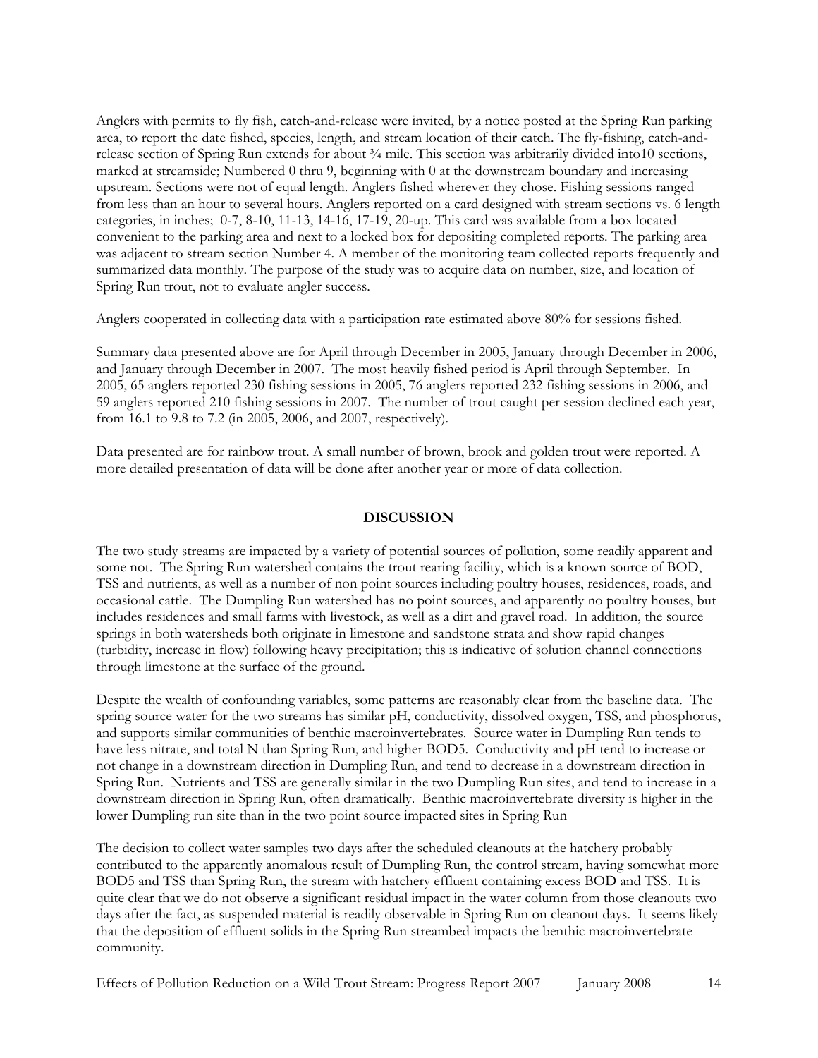Anglers with permits to fly fish, catch-and-release were invited, by a notice posted at the Spring Run parking area, to report the date fished, species, length, and stream location of their catch. The fly-fishing, catch-and-release section of Spring Run extends for about ¾ mile. This section was arbitrarily divided into10 sections, marked at streamside; Numbered 0 thru 9, beginning with 0 at the downstream boundary and increasing upstream. Sections were not of equal length. Anglers fished wherever they chose. Fishing sessions ranged from less than an hour to several hours. Anglers reported on a card designed with stream sections vs. 6 length categories, in inches; 0-7, 8-10, 11-13, 14-16, 17-19, 20-up. This card was available from a box located convenient to the parking area and next to a locked box for depositing completed reports. The parking area was adjacent to stream section Number 4. A member of the monitoring team collected reports frequently and summarized data monthly. The purpose of the study was to acquire data on number, size, and location of Spring Run trout, not to evaluate angler success.

Anglers cooperated in collecting data with a participation rate estimated above 80% for sessions fished.

Summary data presented above are for April through December in 2005, January through December in 2006, and January through December in 2007. The most heavily fished period is April through September. In 2005, 65 anglers reported 230 fishing sessions in 2005, 76 anglers reported 232 fishing sessions in 2006, and 59 anglers reported 210 fishing sessions in 2007. The number of trout caught per session declined each year, from 16.1 to 9.8 to 7.2 (in 2005, 2006, and 2007, respectively).

Data presented are for rainbow trout. A small number of brown, brook and golden trout were reported. A more detailed presentation of data will be done after another year or more of data collection.

## DISCUSSION

The two study streams are impacted by a variety of potential sources of pollution, some readily apparent and some not. The Spring Run watershed contains the trout rearing facility, which is a known source of BOD, TSS and nutrients, as well as a number of non point sources including poultry houses, residences, roads, and occasional cattle. The Dumpling Run watershed has no point sources, and apparently no poultry houses, but includes residences and small farms with livestock, as well as a dirt and gravel road. In addition, the source springs in both watersheds both originate in limestone and sandstone strata and show rapid changes (turbidity, increase in flow) following heavy precipitation; this is indicative of solution channel connections through limestone at the surface of the ground.

Despite the wealth of confounding variables, some patterns are reasonably clear from the baseline data. The spring source water for the two streams has similar pH, conductivity, dissolved oxygen, TSS, and phosphorus, and supports similar communities of benthic macroinvertebrates. Source water in Dumpling Run tends to have less nitrate, and total N than Spring Run, and higher BOD5. Conductivity and pH tend to increase or not change in a downstream direction in Dumpling Run, and tend to decrease in a downstream direction in Spring Run. Nutrients and TSS are generally similar in the two Dumpling Run sites, and tend to increase in a downstream direction in Spring Run, often dramatically. Benthic macroinvertebrate diversity is higher in the lower Dumpling run site than in the two point source impacted sites in Spring Run

The decision to collect water samples two days after the scheduled cleanouts at the hatchery probably contributed to the apparently anomalous result of Dumpling Run, the control stream, having somewhat more BOD5 and TSS than Spring Run, the stream with hatchery effluent containing excess BOD and TSS. It is quite clear that we do not observe a significant residual impact in the water column from those cleanouts two days after the fact, as suspended material is readily observable in Spring Run on cleanout days. It seems likely that the deposition of effluent solids in the Spring Run streambed impacts the benthic macroinvertebrate community.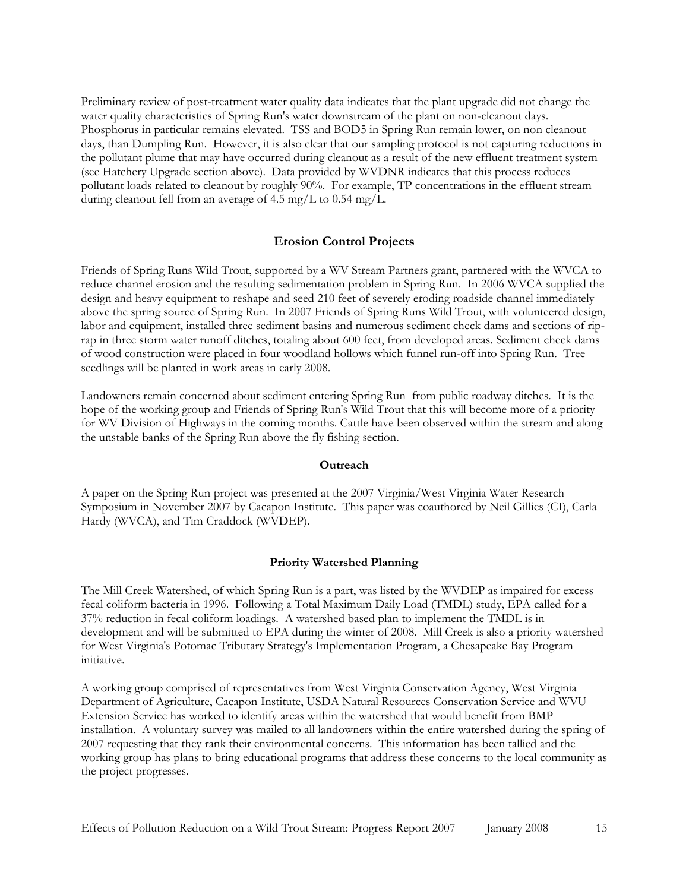Preliminary review of post-treatment water quality data indicates that the plant upgrade did not change the water quality characteristics of Spring Run's water downstream of the plant on non-cleanout days. Phosphorus in particular remains elevated. TSS and BOD5 in Spring Run remain lower, on non cleanout days, than Dumpling Run. However, it is also clear that our sampling protocol is not capturing reductions in the pollutant plume that may have occurred during cleanout as a result of the new effluent treatment system (see Hatchery Upgrade section above). Data provided by WVDNR indicates that this process reduces pollutant loads related to cleanout by roughly 90%. For example, TP concentrations in the effluent stream during cleanout fell from an average of 4.5 mg/L to 0.54 mg/L.

## Erosion Control Projects

Friends of Spring Runs Wild Trout, supported by a WV Stream Partners grant, partnered with the WVCA to reduce channel erosion and the resulting sedimentation problem in Spring Run. In 2006 WVCA supplied the design and heavy equipment to reshape and seed 210 feet of severely eroding roadside channel immediately above the spring source of Spring Run. In 2007 Friends of Spring Runs Wild Trout, with volunteered design, labor and equipment, installed three sediment basins and numerous sediment check dams and sections of rip-rap in three storm water runoff ditches, totaling about 600 feet, from developed areas. Sediment check dams of wood construction were placed in four woodland hollows which funnel run-off into Spring Run. Tree seedlings will be planted in work areas in early 2008.

Landowners remain concerned about sediment entering Spring Run from public roadway ditches. It is the hope of the working group and Friends of Spring Run's Wild Trout that this will become more of a priority for WV Division of Highways in the coming months. Cattle have been observed within the stream and along the unstable banks of the Spring Run above the fly fishing section.

### Outreach

A paper on the Spring Run project was presented at the 2007 Virginia/West Virginia Water Research Symposium in November 2007 by Cacapon Institute. This paper was coauthored by Neil Gillies (CI), Carla Hardy (WVCA), and Tim Craddock (WVDEP).

### Priority Watershed Planning

The Mill Creek Watershed, of which Spring Run is a part, was listed by the WVDEP as impaired for excess fecal coliform bacteria in 1996. Following a Total Maximum Daily Load (TMDL) study, EPA called for a 37% reduction in fecal coliform loadings. A watershed based plan to implement the TMDL is in development and will be submitted to EPA during the winter of 2008. Mill Creek is also a priority watershed for West Virginia's Potomac Tributary Strategy's Implementation Program, a Chesapeake Bay Program initiative.

A working group comprised of representatives from West Virginia Conservation Agency, West Virginia Department of Agriculture, Cacapon Institute, USDA Natural Resources Conservation Service and WVU Extension Service has worked to identify areas within the watershed that would benefit from BMP installation. A voluntary survey was mailed to all landowners within the entire watershed during the spring of 2007 requesting that they rank their environmental concerns. This information has been tallied and the working group has plans to bring educational programs that address these concerns to the local community as the project progresses.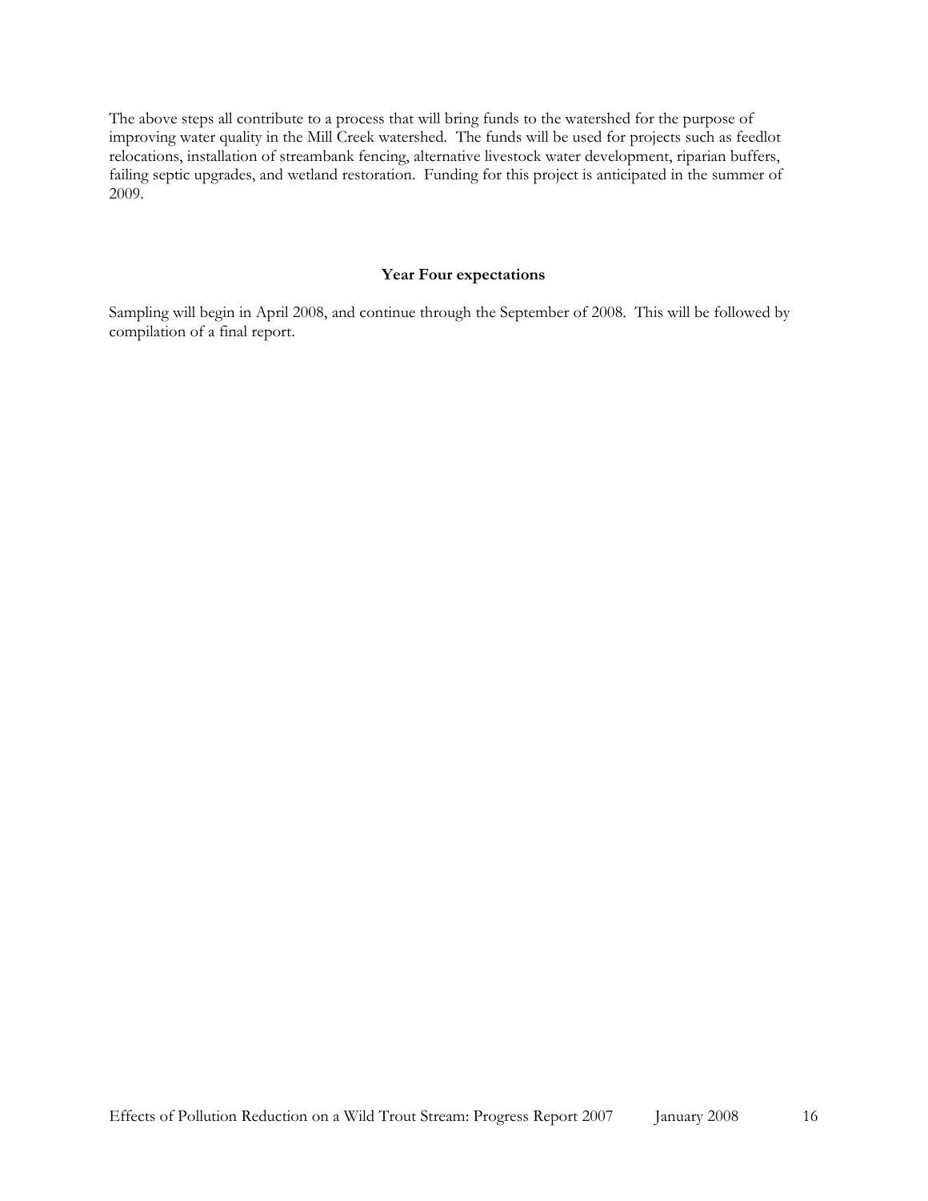The above steps all contribute to a process that will bring funds to the watershed for the purpose of the improving water quality in the Mill Creek watershed. The funds will be used for projects such as feedlot relocations, installation of streambank fencing, alternative livestock water development, riparian buffers, failing septic upgrades, and wetland restoration. Funding for this project is anticipated in the summer of 2009.

### Year Four expectations

Sampling will begin in April 2008, and continue through the September of 2008. This will be followed by compilation of a final report.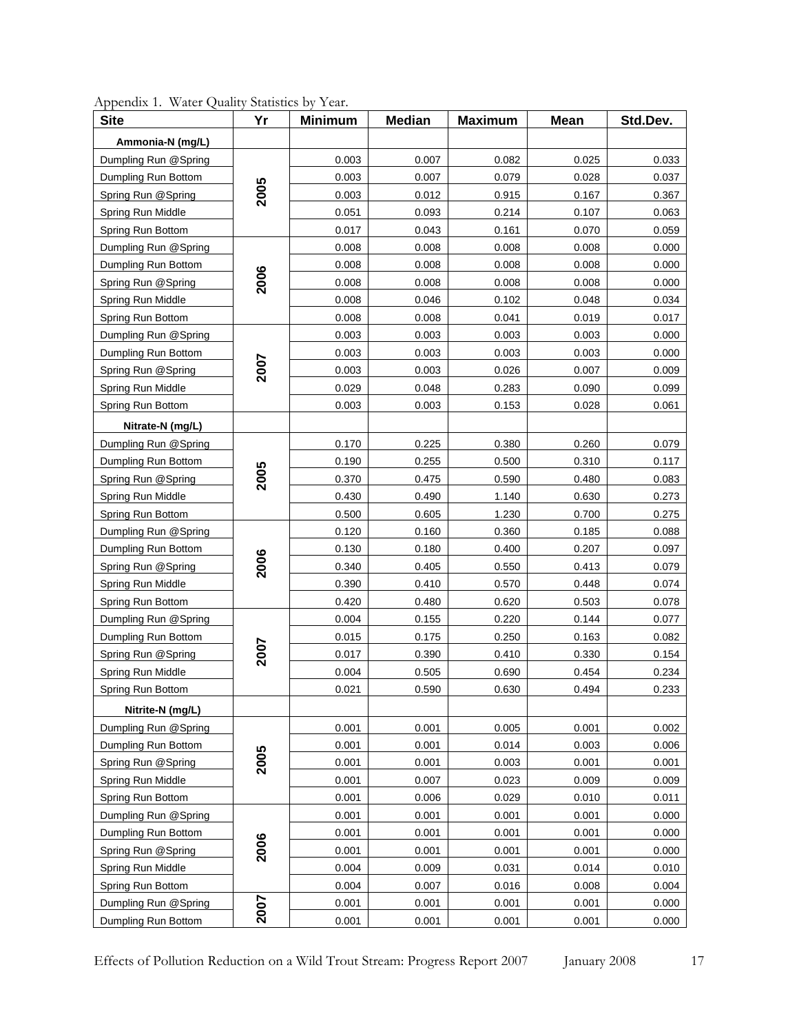Appendix 1. Water Quality Statistics by Year.

| Site | Yr | Minimum | Median | Maximum | Mean | Std.Dev. |
|---|---|---|---|---|---|---|
| **Ammonia-N (mg/L)** | | | | | | |
| Dumpling Run @Spring | 2005 | 0.003 | 0.007 | 0.082 | 0.025 | 0.033 |
| Dumpling Run Bottom | | 0.003 | 0.007 | 0.079 | 0.028 | 0.037 |
| Spring Run @Spring | | 0.003 | 0.012 | 0.915 | 0.167 | 0.367 |
| Spring Run Middle | | 0.051 | 0.093 | 0.214 | 0.107 | 0.063 |
| Spring Run Bottom | | 0.017 | 0.043 | 0.161 | 0.070 | 0.059 |
| Dumpling Run @Spring | 2006 | 0.008 | 0.008 | 0.008 | 0.008 | 0.000 |
| Dumpling Run Bottom | | 0.008 | 0.008 | 0.008 | 0.008 | 0.000 |
| Spring Run @Spring | | 0.008 | 0.008 | 0.008 | 0.008 | 0.000 |
| Spring Run Middle | | 0.008 | 0.046 | 0.102 | 0.048 | 0.034 |
| Spring Run Bottom | | 0.008 | 0.008 | 0.041 | 0.019 | 0.017 |
| Dumpling Run @Spring | 2007 | 0.003 | 0.003 | 0.003 | 0.003 | 0.000 |
| Dumpling Run Bottom | | 0.003 | 0.003 | 0.003 | 0.003 | 0.000 |
| Spring Run @Spring | | 0.003 | 0.003 | 0.026 | 0.007 | 0.009 |
| Spring Run Middle | | 0.029 | 0.048 | 0.283 | 0.090 | 0.099 |
| Spring Run Bottom | | 0.003 | 0.003 | 0.153 | 0.028 | 0.061 |
| **Nitrate-N (mg/L)** | | | | | | |
| Dumpling Run @Spring | 2005 | 0.170 | 0.225 | 0.380 | 0.260 | 0.079 |
| Dumpling Run Bottom | | 0.190 | 0.255 | 0.500 | 0.310 | 0.117 |
| Spring Run @Spring | | 0.370 | 0.475 | 0.590 | 0.480 | 0.083 |
| Spring Run Middle | | 0.430 | 0.490 | 1.140 | 0.630 | 0.273 |
| Spring Run Bottom | | 0.500 | 0.605 | 1.230 | 0.700 | 0.275 |
| Dumpling Run @Spring | 2006 | 0.120 | 0.160 | 0.360 | 0.185 | 0.088 |
| Dumpling Run Bottom | | 0.130 | 0.180 | 0.400 | 0.207 | 0.097 |
| Spring Run @Spring | | 0.340 | 0.405 | 0.550 | 0.413 | 0.079 |
| Spring Run Middle | | 0.390 | 0.410 | 0.570 | 0.448 | 0.074 |
| Spring Run Bottom | | 0.420 | 0.480 | 0.620 | 0.503 | 0.078 |
| Dumpling Run @Spring | 2007 | 0.004 | 0.155 | 0.220 | 0.144 | 0.077 |
| Dumpling Run Bottom | | 0.015 | 0.175 | 0.250 | 0.163 | 0.082 |
| Spring Run @Spring | | 0.017 | 0.390 | 0.410 | 0.330 | 0.154 |
| Spring Run Middle | | 0.004 | 0.505 | 0.690 | 0.454 | 0.234 |
| Spring Run Bottom | | 0.021 | 0.590 | 0.630 | 0.494 | 0.233 |
| **Nitrite-N (mg/L)** | | | | | | |
| Dumpling Run @Spring | 2005 | 0.001 | 0.001 | 0.005 | 0.001 | 0.002 |
| Dumpling Run Bottom | | 0.001 | 0.001 | 0.014 | 0.003 | 0.006 |
| Spring Run @Spring | | 0.001 | 0.001 | 0.003 | 0.001 | 0.001 |
| Spring Run Middle | | 0.001 | 0.007 | 0.023 | 0.009 | 0.009 |
| Spring Run Bottom | | 0.001 | 0.006 | 0.029 | 0.010 | 0.011 |
| Dumpling Run @Spring | 2006 | 0.001 | 0.001 | 0.001 | 0.001 | 0.000 |
| Dumpling Run Bottom | | 0.001 | 0.001 | 0.001 | 0.001 | 0.000 |
| Spring Run @Spring | | 0.001 | 0.001 | 0.001 | 0.001 | 0.000 |
| Spring Run Middle | | 0.004 | 0.009 | 0.031 | 0.014 | 0.010 |
| Spring Run Bottom | | 0.004 | 0.007 | 0.016 | 0.008 | 0.004 |
| Dumpling Run @Spring | 2007 | 0.001 | 0.001 | 0.001 | 0.001 | 0.000 |
| Dumpling Run Bottom | | 0.001 | 0.001 | 0.001 | 0.001 | 0.000 |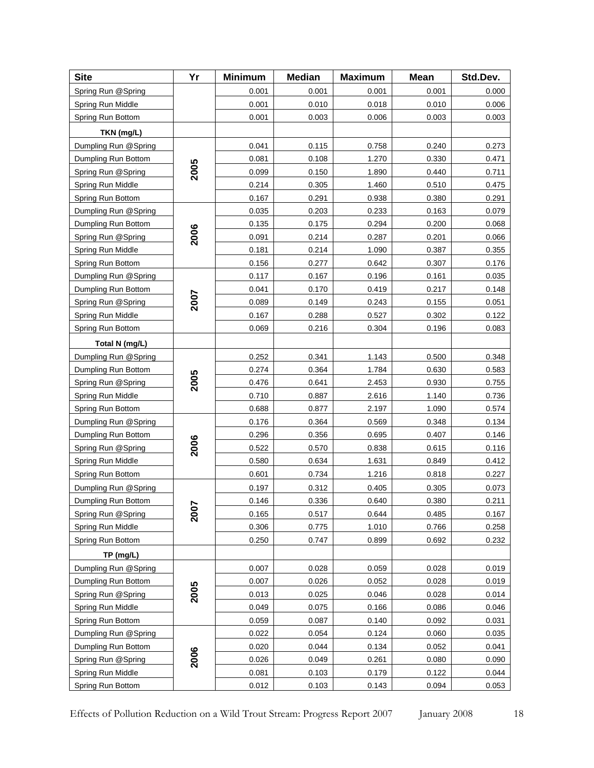| Site | Yr | Minimum | Median | Maximum | Mean | Std.Dev. |
|---|---|---|---|---|---|---|
| Spring Run @Spring | | 0.001 | 0.001 | 0.001 | 0.001 | 0.000 |
| Spring Run Middle | | 0.001 | 0.010 | 0.018 | 0.010 | 0.006 |
| Spring Run Bottom | | 0.001 | 0.003 | 0.006 | 0.003 | 0.003 |
| **TKN (mg/L)** | | | | | | |
| Dumpling Run @Spring | 2005 | 0.041 | 0.115 | 0.758 | 0.240 | 0.273 |
| Dumpling Run Bottom | | 0.081 | 0.108 | 1.270 | 0.330 | 0.471 |
| Spring Run @Spring | | 0.099 | 0.150 | 1.890 | 0.440 | 0.711 |
| Spring Run Middle | | 0.214 | 0.305 | 1.460 | 0.510 | 0.475 |
| Spring Run Bottom | | 0.167 | 0.291 | 0.938 | 0.380 | 0.291 |
| Dumpling Run @Spring | 2006 | 0.035 | 0.203 | 0.233 | 0.163 | 0.079 |
| Dumpling Run Bottom | | 0.135 | 0.175 | 0.294 | 0.200 | 0.068 |
| Spring Run @Spring | | 0.091 | 0.214 | 0.287 | 0.201 | 0.066 |
| Spring Run Middle | | 0.181 | 0.214 | 1.090 | 0.387 | 0.355 |
| Spring Run Bottom | | 0.156 | 0.277 | 0.642 | 0.307 | 0.176 |
| Dumpling Run @Spring | 2007 | 0.117 | 0.167 | 0.196 | 0.161 | 0.035 |
| Dumpling Run Bottom | | 0.041 | 0.170 | 0.419 | 0.217 | 0.148 |
| Spring Run @Spring | | 0.089 | 0.149 | 0.243 | 0.155 | 0.051 |
| Spring Run Middle | | 0.167 | 0.288 | 0.527 | 0.302 | 0.122 |
| Spring Run Bottom | | 0.069 | 0.216 | 0.304 | 0.196 | 0.083 |
| **Total N (mg/L)** | | | | | | |
| Dumpling Run @Spring | 2005 | 0.252 | 0.341 | 1.143 | 0.500 | 0.348 |
| Dumpling Run Bottom | | 0.274 | 0.364 | 1.784 | 0.630 | 0.583 |
| Spring Run @Spring | | 0.476 | 0.641 | 2.453 | 0.930 | 0.755 |
| Spring Run Middle | | 0.710 | 0.887 | 2.616 | 1.140 | 0.736 |
| Spring Run Bottom | | 0.688 | 0.877 | 2.197 | 1.090 | 0.574 |
| Dumpling Run @Spring | 2006 | 0.176 | 0.364 | 0.569 | 0.348 | 0.134 |
| Dumpling Run Bottom | | 0.296 | 0.356 | 0.695 | 0.407 | 0.146 |
| Spring Run @Spring | | 0.522 | 0.570 | 0.838 | 0.615 | 0.116 |
| Spring Run Middle | | 0.580 | 0.634 | 1.631 | 0.849 | 0.412 |
| Spring Run Bottom | | 0.601 | 0.734 | 1.216 | 0.818 | 0.227 |
| Dumpling Run @Spring | 2007 | 0.197 | 0.312 | 0.405 | 0.305 | 0.073 |
| Dumpling Run Bottom | | 0.146 | 0.336 | 0.640 | 0.380 | 0.211 |
| Spring Run @Spring | | 0.165 | 0.517 | 0.644 | 0.485 | 0.167 |
| Spring Run Middle | | 0.306 | 0.775 | 1.010 | 0.766 | 0.258 |
| Spring Run Bottom | | 0.250 | 0.747 | 0.899 | 0.692 | 0.232 |
| **TP (mg/L)** | | | | | | |
| Dumpling Run @Spring | 2005 | 0.007 | 0.028 | 0.059 | 0.028 | 0.019 |
| Dumpling Run Bottom | | 0.007 | 0.026 | 0.052 | 0.028 | 0.019 |
| Spring Run @Spring | | 0.013 | 0.025 | 0.046 | 0.028 | 0.014 |
| Spring Run Middle | | 0.049 | 0.075 | 0.166 | 0.086 | 0.046 |
| Spring Run Bottom | | 0.059 | 0.087 | 0.140 | 0.092 | 0.031 |
| Dumpling Run @Spring | 2006 | 0.022 | 0.054 | 0.124 | 0.060 | 0.035 |
| Dumpling Run Bottom | | 0.020 | 0.044 | 0.134 | 0.052 | 0.041 |
| Spring Run @Spring | | 0.026 | 0.049 | 0.261 | 0.080 | 0.090 |
| Spring Run Middle | | 0.081 | 0.103 | 0.179 | 0.122 | 0.044 |
| Spring Run Bottom | | 0.012 | 0.103 | 0.143 | 0.094 | 0.053 |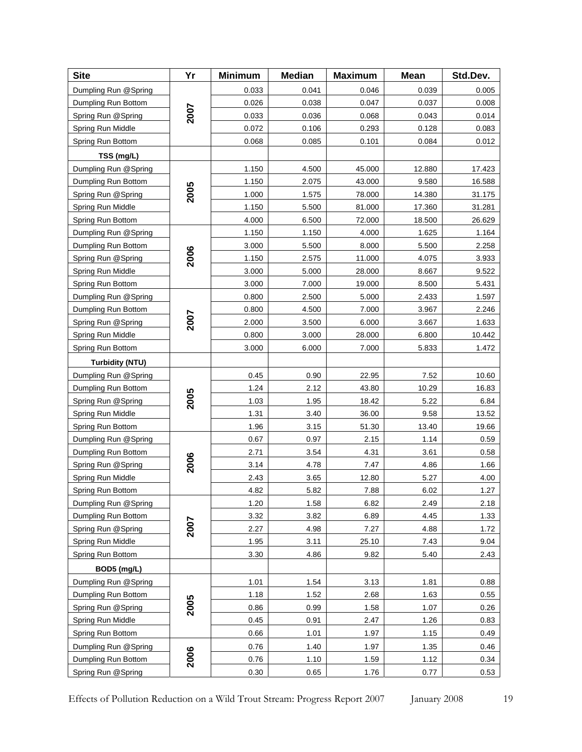| Site | Yr | Minimum | Median | Maximum | Mean | Std.Dev. |
|---|---|---|---|---|---|---|
| Dumpling Run @Spring | 2007 | 0.033 | 0.041 | 0.046 | 0.039 | 0.005 |
| Dumpling Run Bottom | | 0.026 | 0.038 | 0.047 | 0.037 | 0.008 |
| Spring Run @Spring | | 0.033 | 0.036 | 0.068 | 0.043 | 0.014 |
| Spring Run Middle | | 0.072 | 0.106 | 0.293 | 0.128 | 0.083 |
| Spring Run Bottom | | 0.068 | 0.085 | 0.101 | 0.084 | 0.012 |
| **TSS (mg/L)** | | | | | | |
| Dumpling Run @Spring | 2005 | 1.150 | 4.500 | 45.000 | 12.880 | 17.423 |
| Dumpling Run Bottom | | 1.150 | 2.075 | 43.000 | 9.580 | 16.588 |
| Spring Run @Spring | | 1.000 | 1.575 | 78.000 | 14.380 | 31.175 |
| Spring Run Middle | | 1.150 | 5.500 | 81.000 | 17.360 | 31.281 |
| Spring Run Bottom | | 4.000 | 6.500 | 72.000 | 18.500 | 26.629 |
| Dumpling Run @Spring | 2006 | 1.150 | 1.150 | 4.000 | 1.625 | 1.164 |
| Dumpling Run Bottom | | 3.000 | 5.500 | 8.000 | 5.500 | 2.258 |
| Spring Run @Spring | | 1.150 | 2.575 | 11.000 | 4.075 | 3.933 |
| Spring Run Middle | | 3.000 | 5.000 | 28.000 | 8.667 | 9.522 |
| Spring Run Bottom | | 3.000 | 7.000 | 19.000 | 8.500 | 5.431 |
| Dumpling Run @Spring | 2007 | 0.800 | 2.500 | 5.000 | 2.433 | 1.597 |
| Dumpling Run Bottom | | 0.800 | 4.500 | 7.000 | 3.967 | 2.246 |
| Spring Run @Spring | | 2.000 | 3.500 | 6.000 | 3.667 | 1.633 |
| Spring Run Middle | | 0.800 | 3.000 | 28.000 | 6.800 | 10.442 |
| Spring Run Bottom | | 3.000 | 6.000 | 7.000 | 5.833 | 1.472 |
| **Turbidity (NTU)** | | | | | | |
| Dumpling Run @Spring | 2005 | 0.45 | 0.90 | 22.95 | 7.52 | 10.60 |
| Dumpling Run Bottom | | 1.24 | 2.12 | 43.80 | 10.29 | 16.83 |
| Spring Run @Spring | | 1.03 | 1.95 | 18.42 | 5.22 | 6.84 |
| Spring Run Middle | | 1.31 | 3.40 | 36.00 | 9.58 | 13.52 |
| Spring Run Bottom | | 1.96 | 3.15 | 51.30 | 13.40 | 19.66 |
| Dumpling Run @Spring | 2006 | 0.67 | 0.97 | 2.15 | 1.14 | 0.59 |
| Dumpling Run Bottom | | 2.71 | 3.54 | 4.31 | 3.61 | 0.58 |
| Spring Run @Spring | | 3.14 | 4.78 | 7.47 | 4.86 | 1.66 |
| Spring Run Middle | | 2.43 | 3.65 | 12.80 | 5.27 | 4.00 |
| Spring Run Bottom | | 4.82 | 5.82 | 7.88 | 6.02 | 1.27 |
| Dumpling Run @Spring | 2007 | 1.20 | 1.58 | 6.82 | 2.49 | 2.18 |
| Dumpling Run Bottom | | 3.32 | 3.82 | 6.89 | 4.45 | 1.33 |
| Spring Run @Spring | | 2.27 | 4.98 | 7.27 | 4.88 | 1.72 |
| Spring Run Middle | | 1.95 | 3.11 | 25.10 | 7.43 | 9.04 |
| Spring Run Bottom | | 3.30 | 4.86 | 9.82 | 5.40 | 2.43 |
| **BOD5 (mg/L)** | | | | | | |
| Dumpling Run @Spring | 2005 | 1.01 | 1.54 | 3.13 | 1.81 | 0.88 |
| Dumpling Run Bottom | | 1.18 | 1.52 | 2.68 | 1.63 | 0.55 |
| Spring Run @Spring | | 0.86 | 0.99 | 1.58 | 1.07 | 0.26 |
| Spring Run Middle | | 0.45 | 0.91 | 2.47 | 1.26 | 0.83 |
| Spring Run Bottom | | 0.66 | 1.01 | 1.97 | 1.15 | 0.49 |
| Dumpling Run @Spring | 2006 | 0.76 | 1.40 | 1.97 | 1.35 | 0.46 |
| Dumpling Run Bottom | | 0.76 | 1.10 | 1.59 | 1.12 | 0.34 |
| Spring Run @Spring | | 0.30 | 0.65 | 1.76 | 0.77 | 0.53 |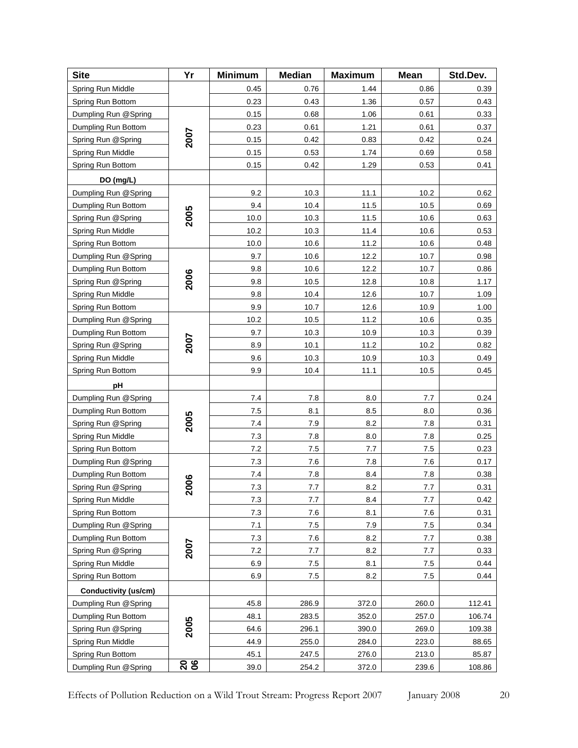| Site | Yr | Minimum | Median | Maximum | Mean | Std.Dev. |
|---|---|---|---|---|---|---|
| Spring Run Middle | | 0.45 | 0.76 | 1.44 | 0.86 | 0.39 |
| Spring Run Bottom | | 0.23 | 0.43 | 1.36 | 0.57 | 0.43 |
| Dumpling Run @Spring | 2007 | 0.15 | 0.68 | 1.06 | 0.61 | 0.33 |
| Dumpling Run Bottom | | 0.23 | 0.61 | 1.21 | 0.61 | 0.37 |
| Spring Run @Spring | | 0.15 | 0.42 | 0.83 | 0.42 | 0.24 |
| Spring Run Middle | | 0.15 | 0.53 | 1.74 | 0.69 | 0.58 |
| Spring Run Bottom | | 0.15 | 0.42 | 1.29 | 0.53 | 0.41 |
| **DO (mg/L)** | | | | | | |
| Dumpling Run @Spring | 2005 | 9.2 | 10.3 | 11.1 | 10.2 | 0.62 |
| Dumpling Run Bottom | | 9.4 | 10.4 | 11.5 | 10.5 | 0.69 |
| Spring Run @Spring | | 10.0 | 10.3 | 11.5 | 10.6 | 0.63 |
| Spring Run Middle | | 10.2 | 10.3 | 11.4 | 10.6 | 0.53 |
| Spring Run Bottom | | 10.0 | 10.6 | 11.2 | 10.6 | 0.48 |
| Dumpling Run @Spring | 2006 | 9.7 | 10.6 | 12.2 | 10.7 | 0.98 |
| Dumpling Run Bottom | | 9.8 | 10.6 | 12.2 | 10.7 | 0.86 |
| Spring Run @Spring | | 9.8 | 10.5 | 12.8 | 10.8 | 1.17 |
| Spring Run Middle | | 9.8 | 10.4 | 12.6 | 10.7 | 1.09 |
| Spring Run Bottom | | 9.9 | 10.7 | 12.6 | 10.9 | 1.00 |
| Dumpling Run @Spring | 2007 | 10.2 | 10.5 | 11.2 | 10.6 | 0.35 |
| Dumpling Run Bottom | | 9.7 | 10.3 | 10.9 | 10.3 | 0.39 |
| Spring Run @Spring | | 8.9 | 10.1 | 11.2 | 10.2 | 0.82 |
| Spring Run Middle | | 9.6 | 10.3 | 10.9 | 10.3 | 0.49 |
| Spring Run Bottom | | 9.9 | 10.4 | 11.1 | 10.5 | 0.45 |
| **pH** | | | | | | |
| Dumpling Run @Spring | 2005 | 7.4 | 7.8 | 8.0 | 7.7 | 0.24 |
| Dumpling Run Bottom | | 7.5 | 8.1 | 8.5 | 8.0 | 0.36 |
| Spring Run @Spring | | 7.4 | 7.9 | 8.2 | 7.8 | 0.31 |
| Spring Run Middle | | 7.3 | 7.8 | 8.0 | 7.8 | 0.25 |
| Spring Run Bottom | | 7.2 | 7.5 | 7.7 | 7.5 | 0.23 |
| Dumpling Run @Spring | 2006 | 7.3 | 7.6 | 7.8 | 7.6 | 0.17 |
| Dumpling Run Bottom | | 7.4 | 7.8 | 8.4 | 7.8 | 0.38 |
| Spring Run @Spring | | 7.3 | 7.7 | 8.2 | 7.7 | 0.31 |
| Spring Run Middle | | 7.3 | 7.7 | 8.4 | 7.7 | 0.42 |
| Spring Run Bottom | | 7.3 | 7.6 | 8.1 | 7.6 | 0.31 |
| Dumpling Run @Spring | 2007 | 7.1 | 7.5 | 7.9 | 7.5 | 0.34 |
| Dumpling Run Bottom | | 7.3 | 7.6 | 8.2 | 7.7 | 0.38 |
| Spring Run @Spring | | 7.2 | 7.7 | 8.2 | 7.7 | 0.33 |
| Spring Run Middle | | 6.9 | 7.5 | 8.1 | 7.5 | 0.44 |
| Spring Run Bottom | | 6.9 | 7.5 | 8.2 | 7.5 | 0.44 |
| **Conductivity (us/cm)** | | | | | | |
| Dumpling Run @Spring | 2005 | 45.8 | 286.9 | 372.0 | 260.0 | 112.41 |
| Dumpling Run Bottom | | 48.1 | 283.5 | 352.0 | 257.0 | 106.74 |
| Spring Run @Spring | | 64.6 | 296.1 | 390.0 | 269.0 | 109.38 |
| Spring Run Middle | | 44.9 | 255.0 | 284.0 | 223.0 | 88.65 |
| Spring Run Bottom | | 45.1 | 247.5 | 276.0 | 213.0 | 85.87 |
| Dumpling Run @Spring | 2006 | 39.0 | 254.2 | 372.0 | 239.6 | 108.86 |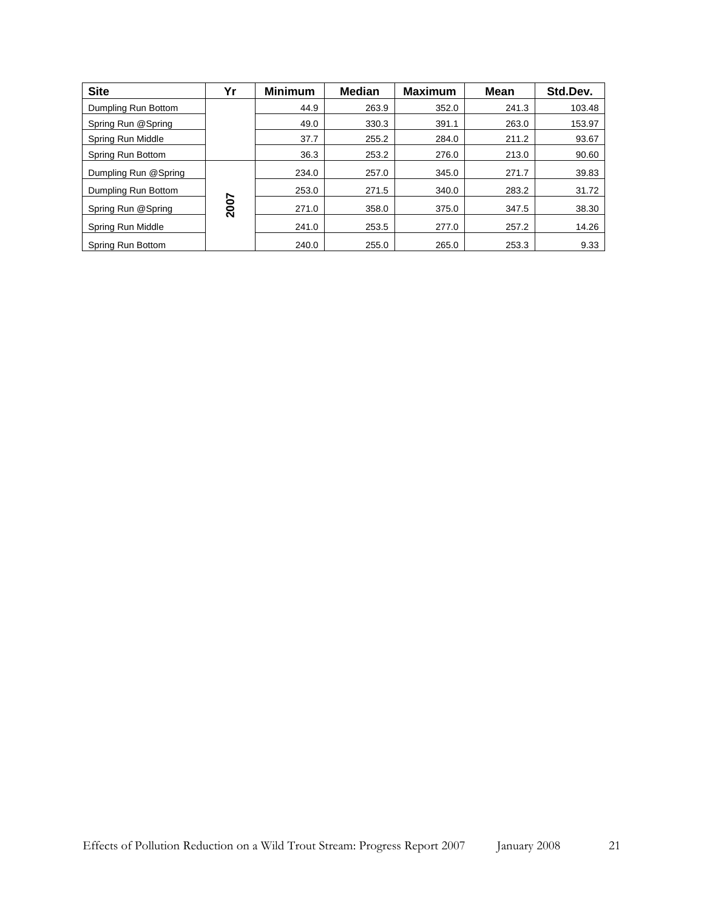| Site | Yr | Minimum | Median | Maximum | Mean | Std.Dev. |
|---|---|---|---|---|---|---|
| Dumpling Run Bottom | | 44.9 | 263.9 | 352.0 | 241.3 | 103.48 |
| Spring Run @Spring | | 49.0 | 330.3 | 391.1 | 263.0 | 153.97 |
| Spring Run Middle | | 37.7 | 255.2 | 284.0 | 211.2 | 93.67 |
| Spring Run Bottom | | 36.3 | 253.2 | 276.0 | 213.0 | 90.60 |
| Dumpling Run @Spring | 2007 | 234.0 | 257.0 | 345.0 | 271.7 | 39.83 |
| Dumpling Run Bottom | | 253.0 | 271.5 | 340.0 | 283.2 | 31.72 |
| Spring Run @Spring | | 271.0 | 358.0 | 375.0 | 347.5 | 38.30 |
| Spring Run Middle | | 241.0 | 253.5 | 277.0 | 257.2 | 14.26 |
| Spring Run Bottom | | 240.0 | 255.0 | 265.0 | 253.3 | 9.33 |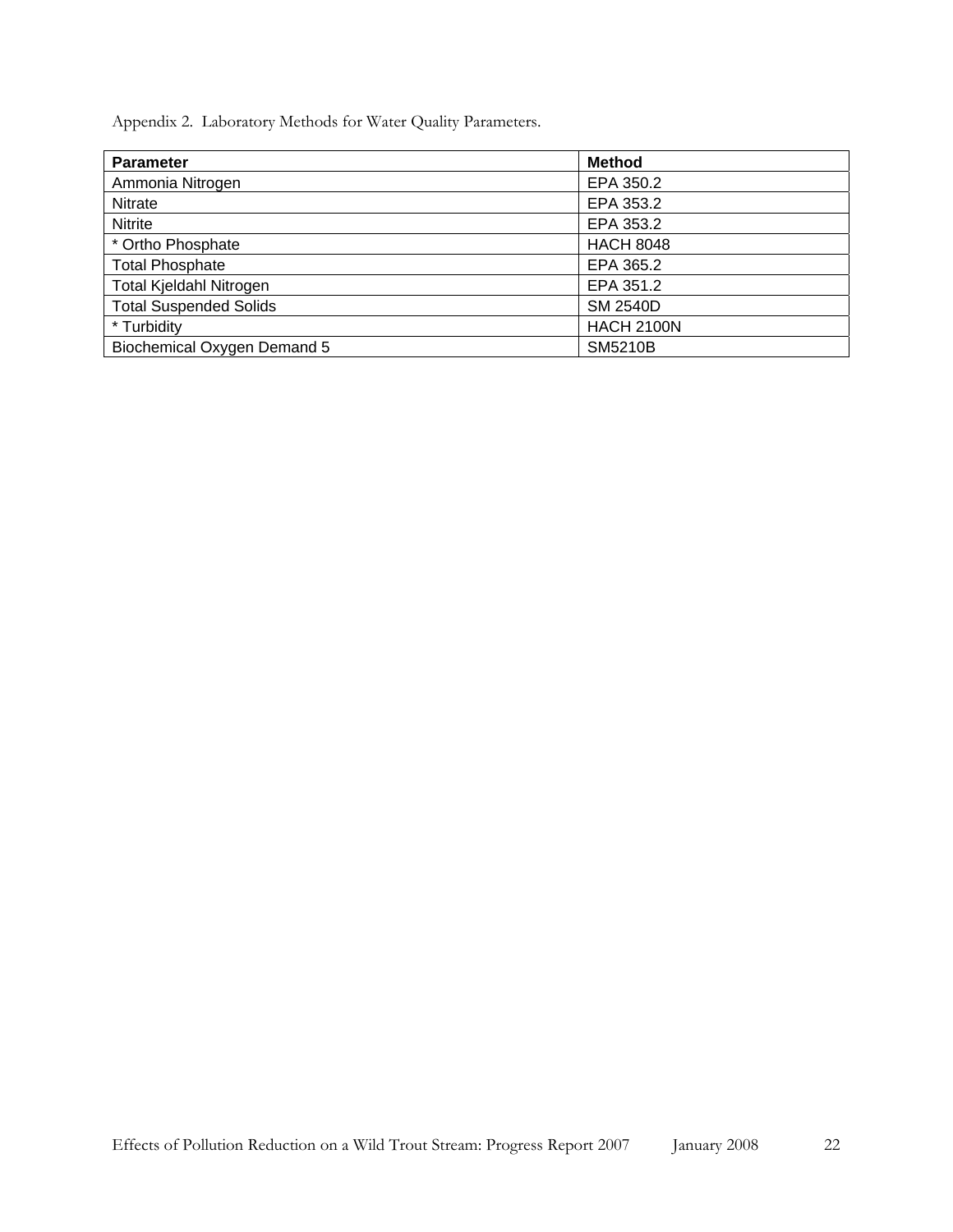Appendix 2. Laboratory Methods for Water Quality Parameters.

| Parameter | Method |
|---|---|
| Ammonia Nitrogen | EPA 350.2 |
| Nitrate | EPA 353.2 |
| Nitrite | EPA 353.2 |
| * Ortho Phosphate | HACH 8048 |
| Total Phosphate | EPA 365.2 |
| Total Kjeldahl Nitrogen | EPA 351.2 |
| Total Suspended Solids | SM 2540D |
| * Turbidity | HACH 2100N |
| Biochemical Oxygen Demand 5 | SM5210B |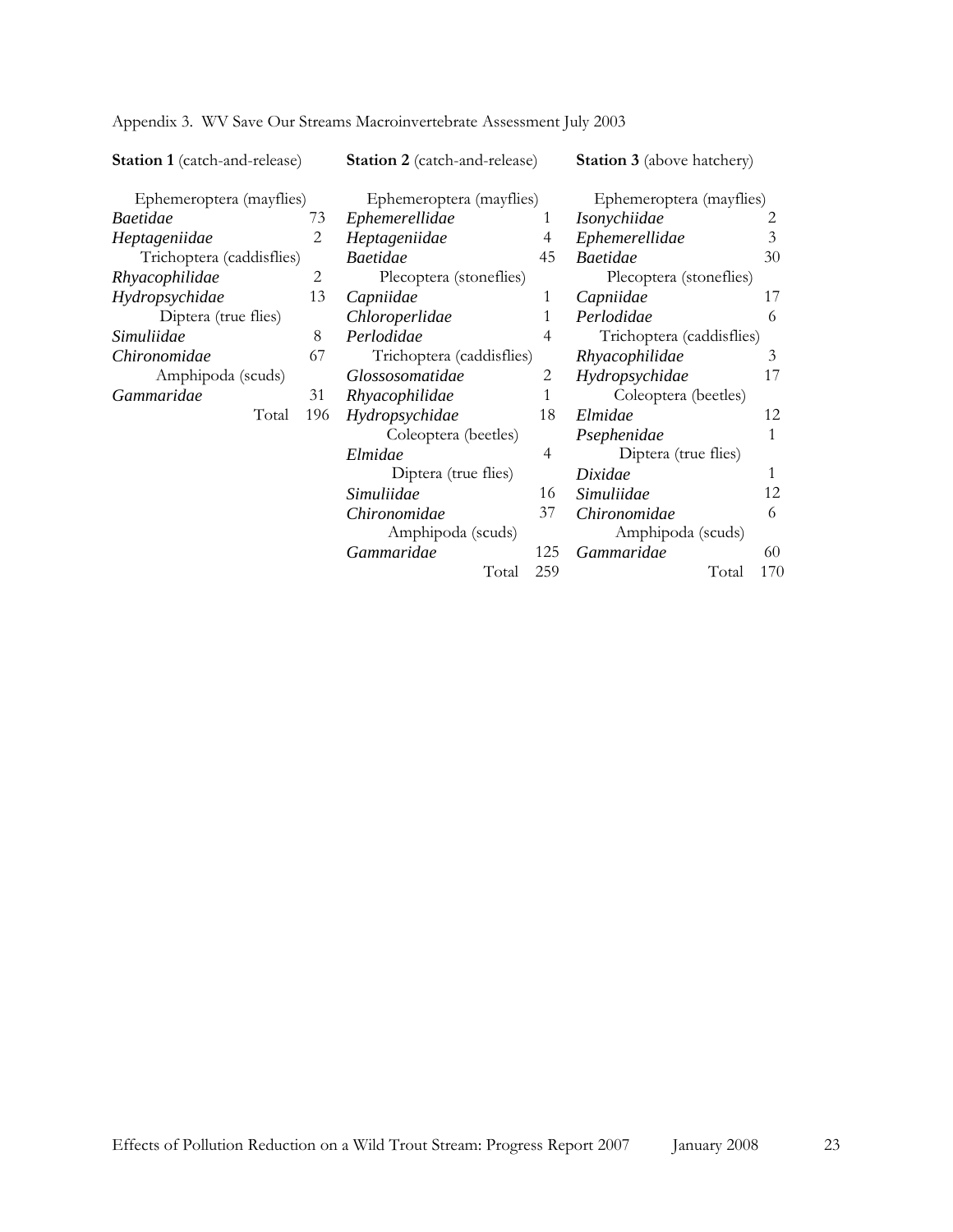Appendix 3. WV Save Our Streams Macroinvertebrate Assessment July 2003

**Station 1** (catch-and-release)

| Taxon | Count |
|---|---|
| Ephemeroptera (mayflies) | |
| *Baetidae* | 73 |
| *Heptageniidae* | 2 |
| Trichoptera (caddisflies) | |
| *Rhyacophilidae* | 2 |
| *Hydropsychidae* | 13 |
| Diptera (true flies) | |
| *Simuliidae* | 8 |
| *Chironomidae* | 67 |
| Amphipoda (scuds) | |
| *Gammaridae* | 31 |
| Total | 196 |

**Station 2** (catch-and-release)

| Taxon | Count |
|---|---|
| Ephemeroptera (mayflies) | |
| *Ephemerellidae* | 1 |
| *Heptageniidae* | 4 |
| *Baetidae* | 45 |
| Plecoptera (stoneflies) | |
| *Capniidae* | 1 |
| *Chloroperlidae* | 1 |
| *Perlodidae* | 4 |
| Trichoptera (caddisflies) | |
| *Glossosomatidae* | 2 |
| *Rhyacophilidae* | 1 |
| *Hydropsychidae* | 18 |
| Coleoptera (beetles) | |
| *Elmidae* | 4 |
| Diptera (true flies) | |
| *Simuliidae* | 16 |
| *Chironomidae* | 37 |
| Amphipoda (scuds) | |
| *Gammaridae* | 125 |
| Total | 259 |

**Station 3** (above hatchery)

| Taxon | Count |
|---|---|
| Ephemeroptera (mayflies) | |
| *Isonychiidae* | 2 |
| *Ephemerellidae* | 3 |
| *Baetidae* | 30 |
| Plecoptera (stoneflies) | |
| *Capniidae* | 17 |
| *Perlodidae* | 6 |
| Trichoptera (caddisflies) | |
| *Rhyacophilidae* | 3 |
| *Hydropsychidae* | 17 |
| Coleoptera (beetles) | |
| *Elmidae* | 12 |
| *Psephenidae* | 1 |
| Diptera (true flies) | |
| *Dixidae* | 1 |
| *Simuliidae* | 12 |
| *Chironomidae* | 6 |
| Amphipoda (scuds) | |
| *Gammaridae* | 60 |
| Total | 170 |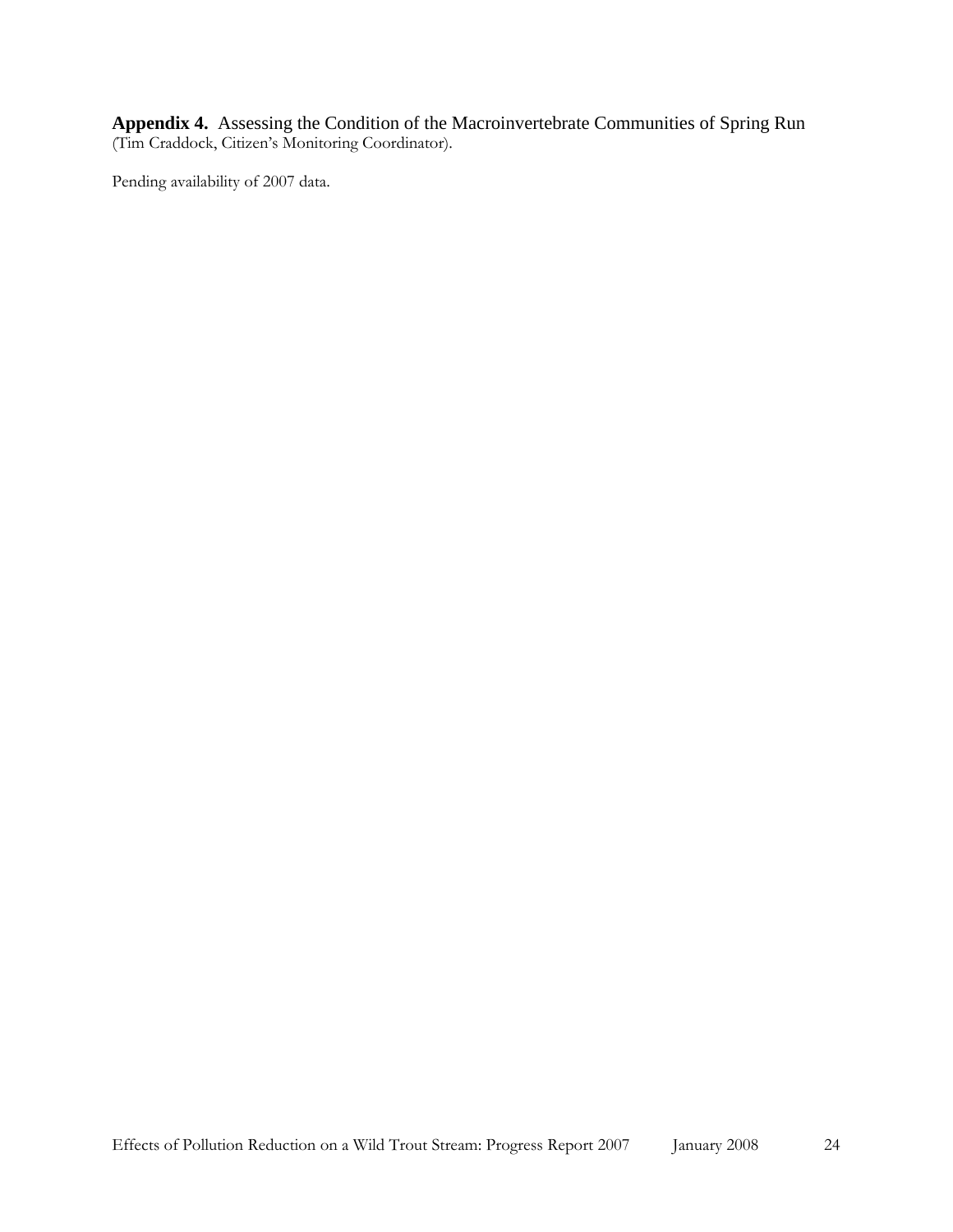**Appendix 4.** Assessing the Condition of the Macroinvertebrate Communities of Spring Run (Tim Craddock, Citizen's Monitoring Coordinator).

Pending availability of 2007 data.